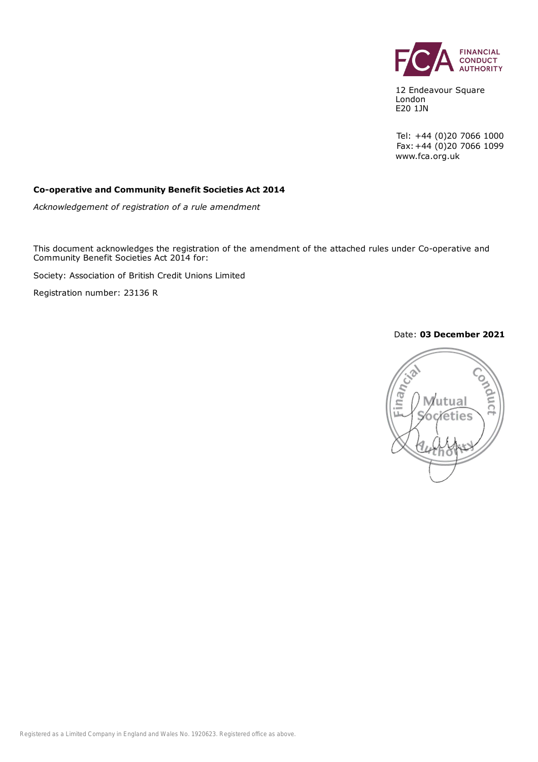FINANCIAL CONDUCT AUTHORITY

12 Endeavour Square
London
E20 1JN

Tel: +44 (0)20 7066 1000
Fax: +44 (0)20 7066 1099
www.fca.org.uk

**Co-operative and Community Benefit Societies Act 2014**

*Acknowledgement of registration of a rule amendment*

This document acknowledges the registration of the amendment of the attached rules under Co-operative and Community Benefit Societies Act 2014 for:

Society: Association of British Credit Unions Limited

Registration number: 23136 R

Date: **03 December 2021**

Registered as a Limited Company in England and Wales No. 1920623. Registered office as above.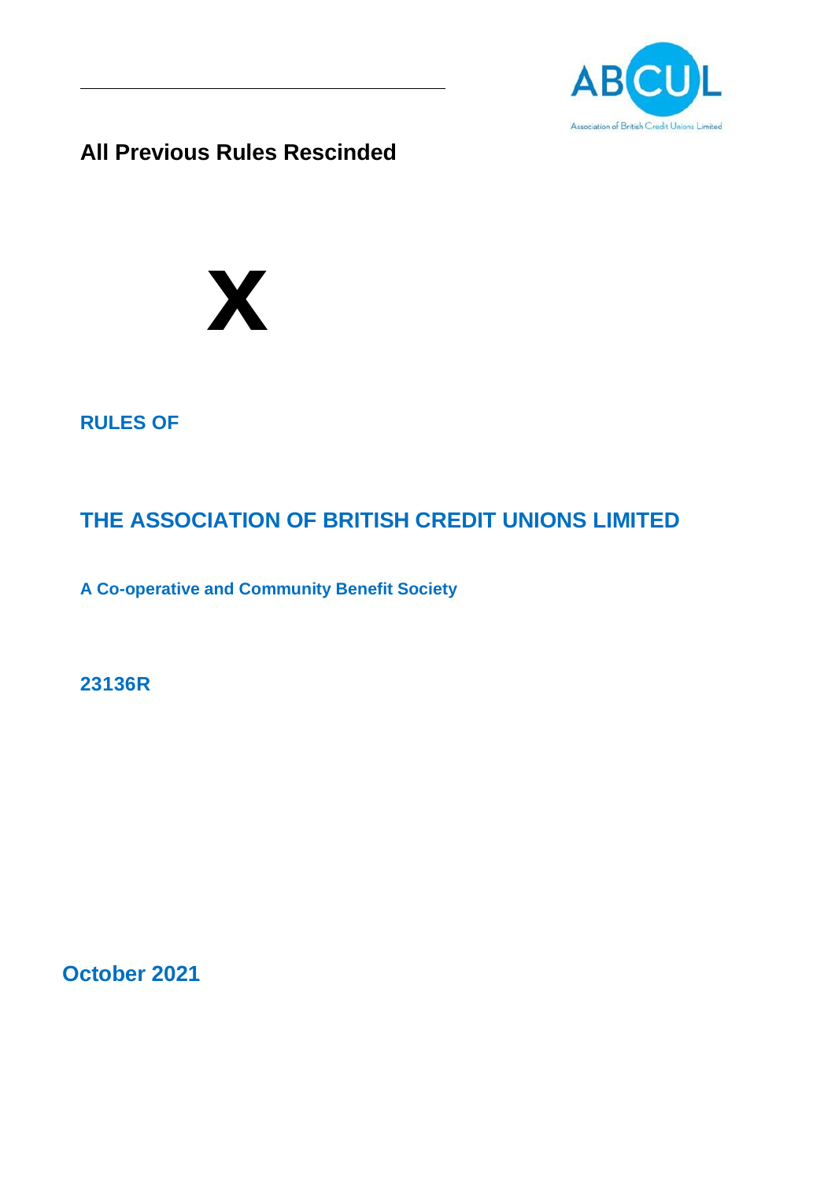**All Previous Rules Rescinded**

**X**

**RULES OF**

## THE ASSOCIATION OF BRITISH CREDIT UNIONS LIMITED

**A Co-operative and Community Benefit Society**

**23136R**

**October 2021**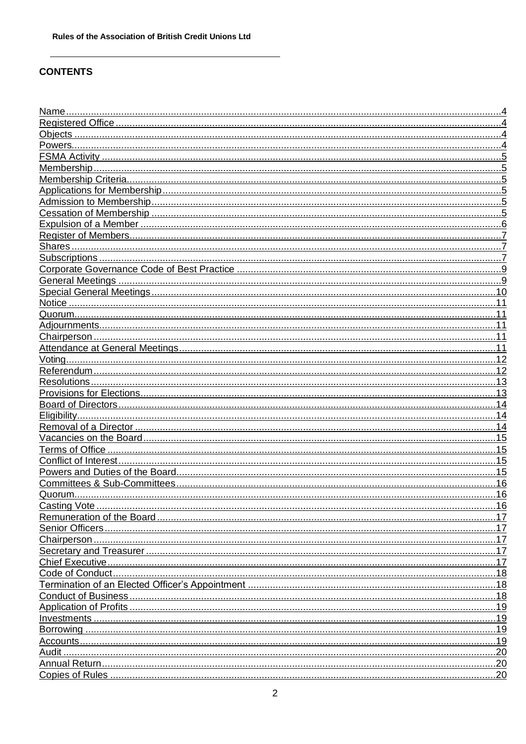## CONTENTS

| | |
|---|---|
| Name | 4 |
| Registered Office | 4 |
| Objects | 4 |
| Powers | 4 |
| FSMA Activity | 5 |
| Membership | 5 |
| Membership Criteria | 5 |
| Applications for Membership | 5 |
| Admission to Membership | 5 |
| Cessation of Membership | 5 |
| Expulsion of a Member | 6 |
| Register of Members | 7 |
| Shares | 7 |
| Subscriptions | 7 |
| Corporate Governance Code of Best Practice | 9 |
| General Meetings | 9 |
| Special General Meetings | 10 |
| Notice | 11 |
| Quorum | 11 |
| Adjournments | 11 |
| Chairperson | 11 |
| Attendance at General Meetings | 11 |
| Voting | 12 |
| Referendum | 12 |
| Resolutions | 13 |
| Provisions for Elections | 13 |
| Board of Directors | 14 |
| Eligibility | 14 |
| Removal of a Director | 14 |
| Vacancies on the Board | 15 |
| Terms of Office | 15 |
| Conflict of Interest | 15 |
| Powers and Duties of the Board | 15 |
| Committees & Sub-Committees | 16 |
| Quorum | 16 |
| Casting Vote | 16 |
| Remuneration of the Board | 17 |
| Senior Officers | 17 |
| Chairperson | 17 |
| Secretary and Treasurer | 17 |
| Chief Executive | 17 |
| Code of Conduct | 18 |
| Termination of an Elected Officer's Appointment | 18 |
| Conduct of Business | 18 |
| Application of Profits | 19 |
| Investments | 19 |
| Borrowing | 19 |
| Accounts | 19 |
| Audit | 20 |
| Annual Return | 20 |
| Copies of Rules | 20 |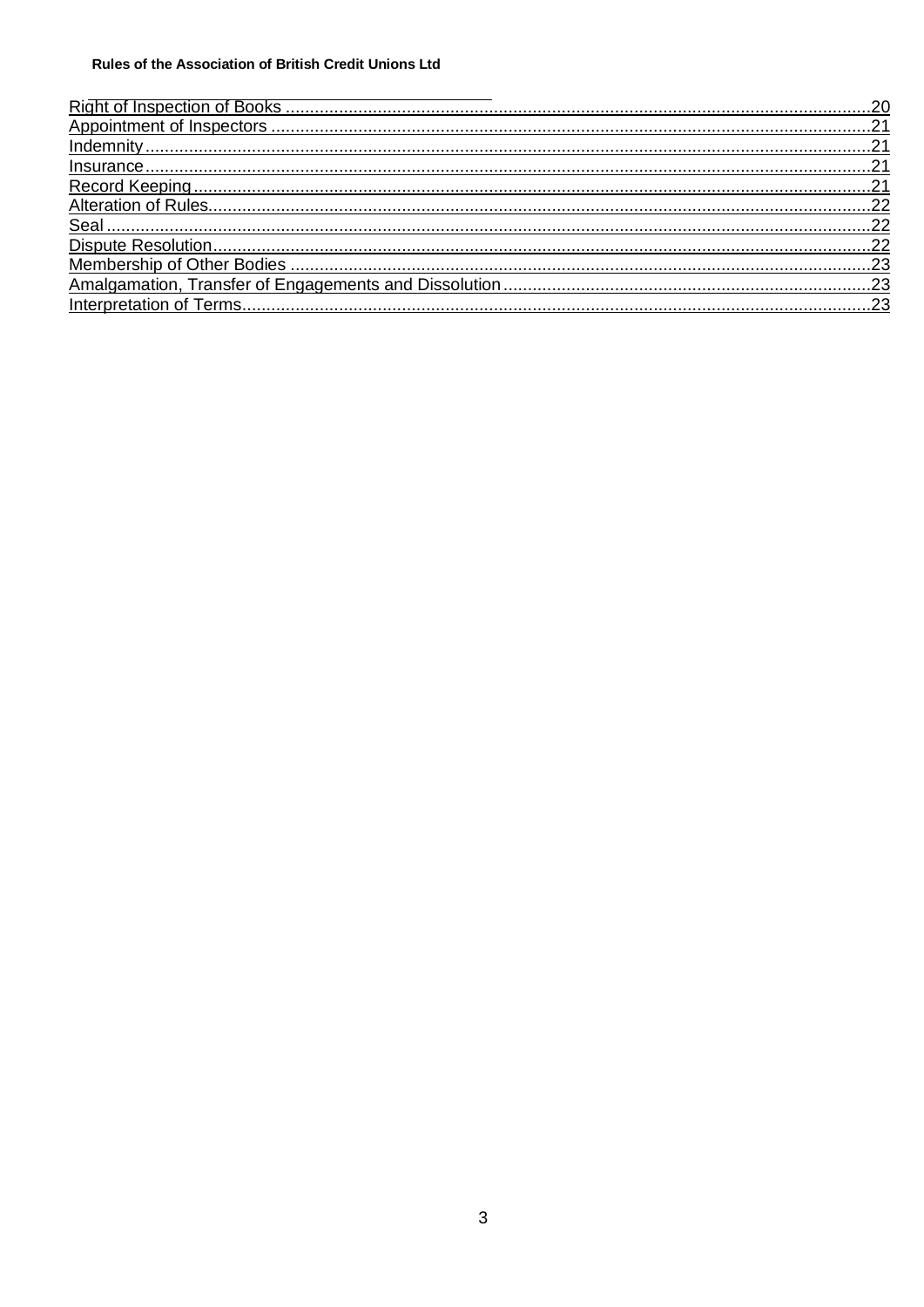Right of Inspection of Books ........................................................................................................................20
Appointment of Inspectors ..........................................................................................................................21
Indemnity.....................................................................................................................................................21
Insurance.....................................................................................................................................................21
Record Keeping...........................................................................................................................................21
Alteration of Rules........................................................................................................................................22
Seal .............................................................................................................................................................22
Dispute Resolution.......................................................................................................................................22
Membership of Other Bodies .......................................................................................................................23
Amalgamation, Transfer of Engagements and Dissolution ...........................................................................23
Interpretation of Terms.................................................................................................................................23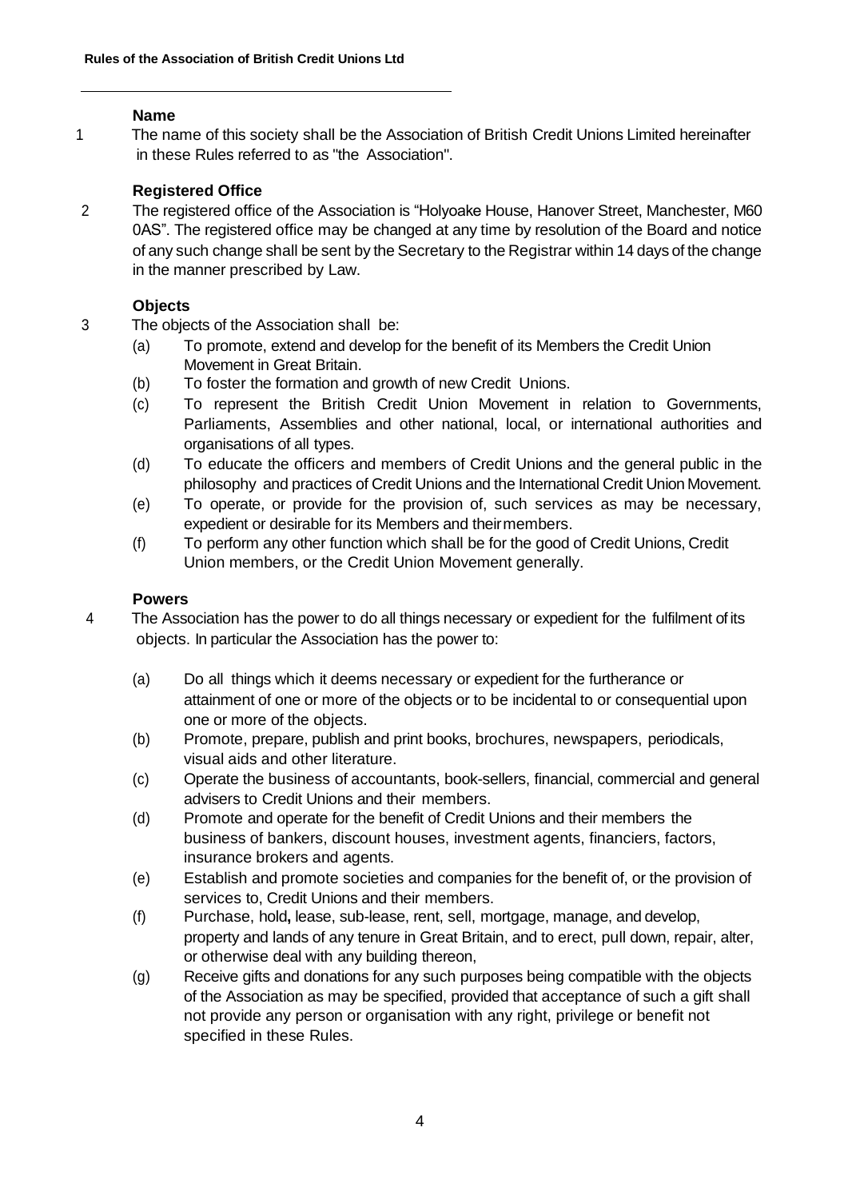## Name

1 The name of this society shall be the Association of British Credit Unions Limited hereinafter in these Rules referred to as "the Association".

## Registered Office

2 The registered office of the Association is "Holyoake House, Hanover Street, Manchester, M60 0AS". The registered office may be changed at any time by resolution of the Board and notice of any such change shall be sent by the Secretary to the Registrar within 14 days of the change in the manner prescribed by Law.

## Objects

3 The objects of the Association shall be:

- (a) To promote, extend and develop for the benefit of its Members the Credit Union Movement in Great Britain.
- (b) To foster the formation and growth of new Credit Unions.
- (c) To represent the British Credit Union Movement in relation to Governments, Parliaments, Assemblies and other national, local, or international authorities and organisations of all types.
- (d) To educate the officers and members of Credit Unions and the general public in the philosophy and practices of Credit Unions and the International Credit Union Movement.
- (e) To operate, or provide for the provision of, such services as may be necessary, expedient or desirable for its Members and their members.
- (f) To perform any other function which shall be for the good of Credit Unions, Credit Union members, or the Credit Union Movement generally.

## Powers

4 The Association has the power to do all things necessary or expedient for the fulfilment of its objects. In particular the Association has the power to:

- (a) Do all things which it deems necessary or expedient for the furtherance or attainment of one or more of the objects or to be incidental to or consequential upon one or more of the objects.
- (b) Promote, prepare, publish and print books, brochures, newspapers, periodicals, visual aids and other literature.
- (c) Operate the business of accountants, book-sellers, financial, commercial and general advisers to Credit Unions and their members.
- (d) Promote and operate for the benefit of Credit Unions and their members the business of bankers, discount houses, investment agents, financiers, factors, insurance brokers and agents.
- (e) Establish and promote societies and companies for the benefit of, or the provision of services to, Credit Unions and their members.
- (f) Purchase, hold, lease, sub-lease, rent, sell, mortgage, manage, and develop, property and lands of any tenure in Great Britain, and to erect, pull down, repair, alter, or otherwise deal with any building thereon,
- (g) Receive gifts and donations for any such purposes being compatible with the objects of the Association as may be specified, provided that acceptance of such a gift shall not provide any person or organisation with any right, privilege or benefit not specified in these Rules.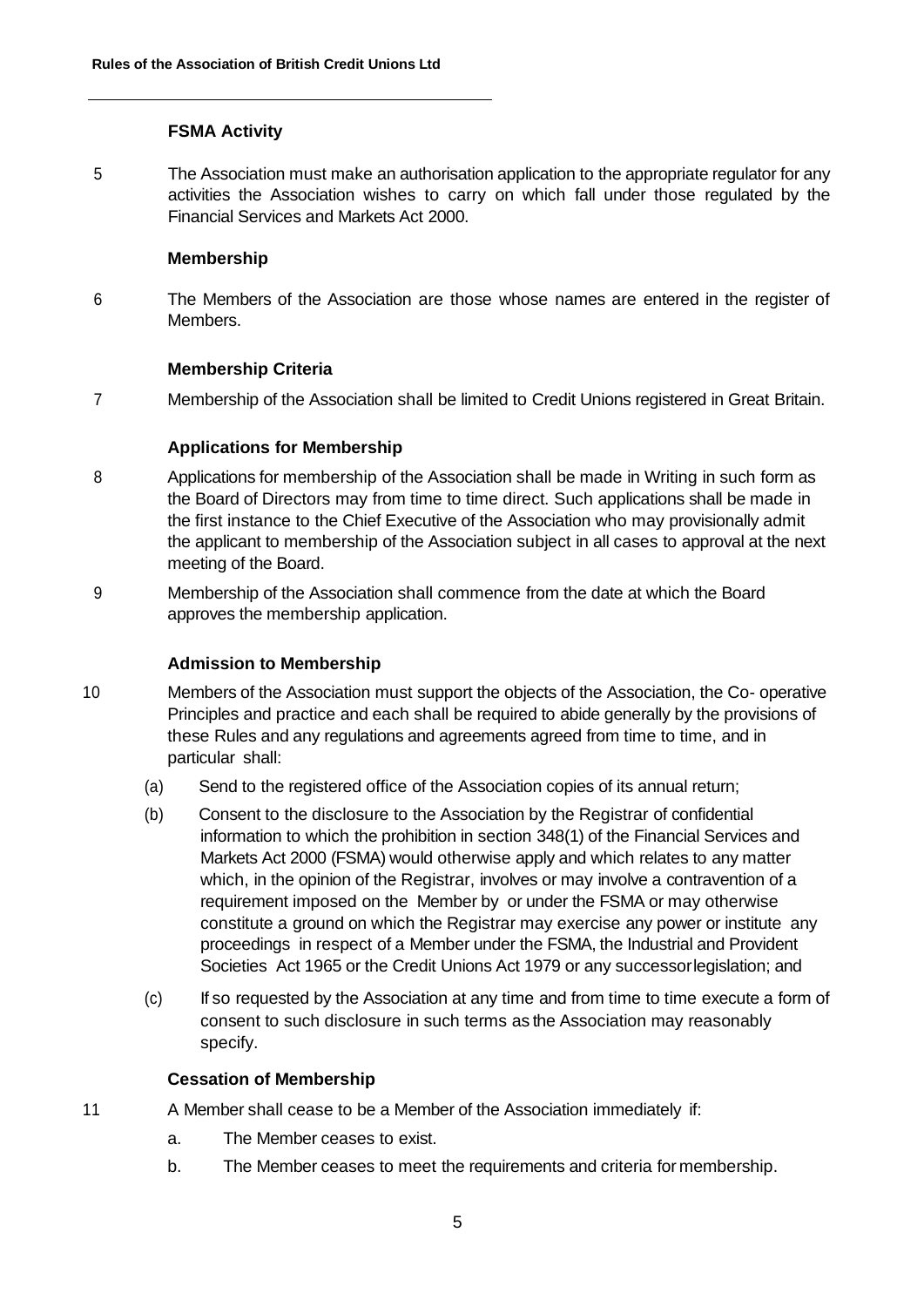### FSMA Activity

5 The Association must make an authorisation application to the appropriate regulator for any activities the Association wishes to carry on which fall under those regulated by the Financial Services and Markets Act 2000.

### Membership

6 The Members of the Association are those whose names are entered in the register of Members.

### Membership Criteria

7 Membership of the Association shall be limited to Credit Unions registered in Great Britain.

### Applications for Membership

8 Applications for membership of the Association shall be made in Writing in such form as the Board of Directors may from time to time direct. Such applications shall be made in the first instance to the Chief Executive of the Association who may provisionally admit the applicant to membership of the Association subject in all cases to approval at the next meeting of the Board.

9 Membership of the Association shall commence from the date at which the Board approves the membership application.

### Admission to Membership

10 Members of the Association must support the objects of the Association, the Co- operative Principles and practice and each shall be required to abide generally by the provisions of these Rules and any regulations and agreements agreed from time to time, and in particular shall:

(a) Send to the registered office of the Association copies of its annual return;

(b) Consent to the disclosure to the Association by the Registrar of confidential information to which the prohibition in section 348(1) of the Financial Services and Markets Act 2000 (FSMA) would otherwise apply and which relates to any matter which, in the opinion of the Registrar, involves or may involve a contravention of a requirement imposed on the Member by or under the FSMA or may otherwise constitute a ground on which the Registrar may exercise any power or institute any proceedings in respect of a Member under the FSMA, the Industrial and Provident Societies Act 1965 or the Credit Unions Act 1979 or any successor legislation; and

(c) If so requested by the Association at any time and from time to time execute a form of consent to such disclosure in such terms as the Association may reasonably specify.

### Cessation of Membership

11 A Member shall cease to be a Member of the Association immediately if:

a. The Member ceases to exist.

b. The Member ceases to meet the requirements and criteria for membership.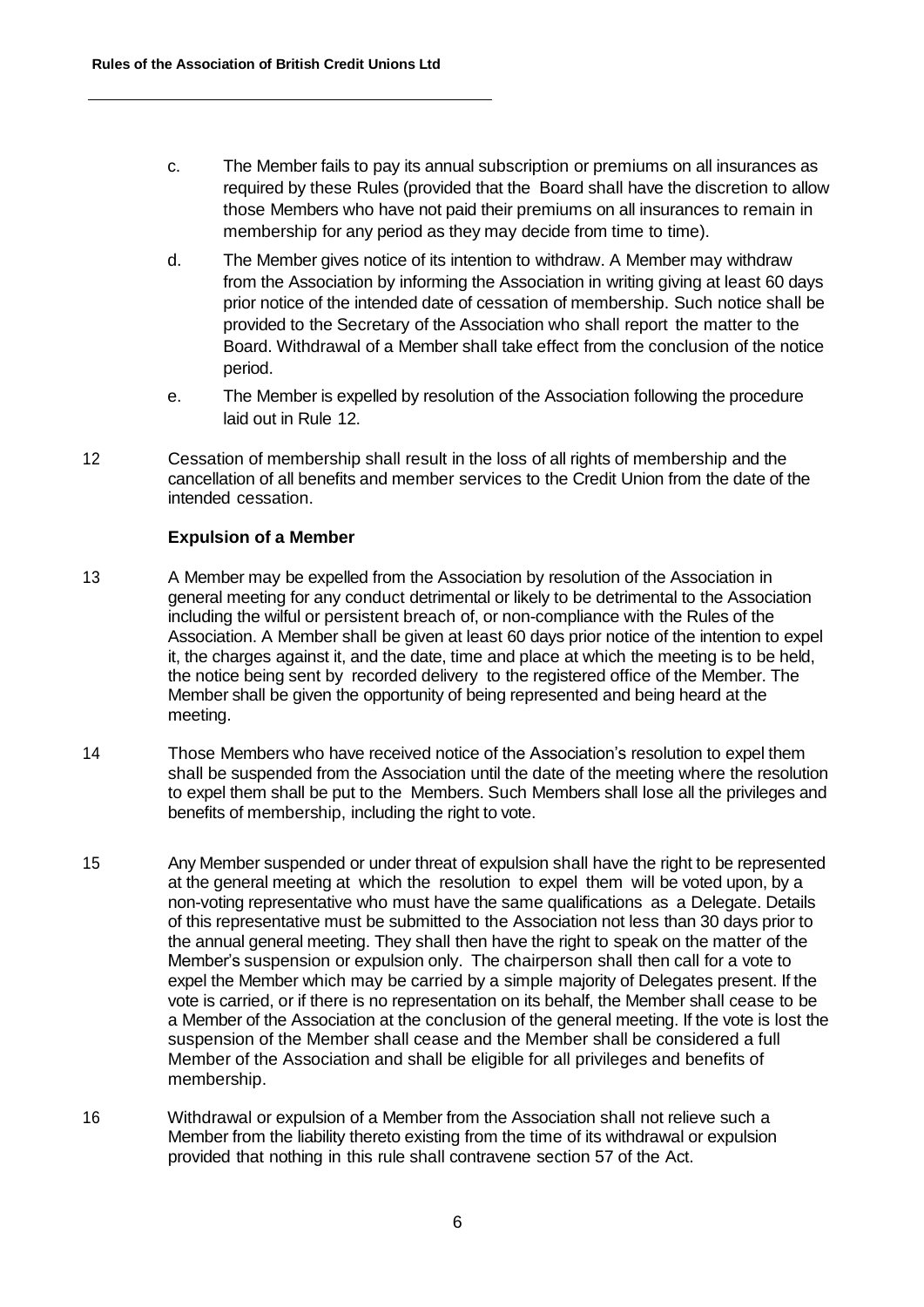c. The Member fails to pay its annual subscription or premiums on all insurances as required by these Rules (provided that the Board shall have the discretion to allow those Members who have not paid their premiums on all insurances to remain in membership for any period as they may decide from time to time).

d. The Member gives notice of its intention to withdraw. A Member may withdraw from the Association by informing the Association in writing giving at least 60 days prior notice of the intended date of cessation of membership. Such notice shall be provided to the Secretary of the Association who shall report the matter to the Board. Withdrawal of a Member shall take effect from the conclusion of the notice period.

e. The Member is expelled by resolution of the Association following the procedure laid out in Rule 12.

12 Cessation of membership shall result in the loss of all rights of membership and the cancellation of all benefits and member services to the Credit Union from the date of the intended cessation.

**Expulsion of a Member**

13 A Member may be expelled from the Association by resolution of the Association in general meeting for any conduct detrimental or likely to be detrimental to the Association including the wilful or persistent breach of, or non-compliance with the Rules of the Association. A Member shall be given at least 60 days prior notice of the intention to expel it, the charges against it, and the date, time and place at which the meeting is to be held, the notice being sent by recorded delivery to the registered office of the Member. The Member shall be given the opportunity of being represented and being heard at the meeting.

14 Those Members who have received notice of the Association's resolution to expel them shall be suspended from the Association until the date of the meeting where the resolution to expel them shall be put to the Members. Such Members shall lose all the privileges and benefits of membership, including the right to vote.

15 Any Member suspended or under threat of expulsion shall have the right to be represented at the general meeting at which the resolution to expel them will be voted upon, by a non-voting representative who must have the same qualifications as a Delegate. Details of this representative must be submitted to the Association not less than 30 days prior to the annual general meeting. They shall then have the right to speak on the matter of the Member's suspension or expulsion only. The chairperson shall then call for a vote to expel the Member which may be carried by a simple majority of Delegates present. If the vote is carried, or if there is no representation on its behalf, the Member shall cease to be a Member of the Association at the conclusion of the general meeting. If the vote is lost the suspension of the Member shall cease and the Member shall be considered a full Member of the Association and shall be eligible for all privileges and benefits of membership.

16 Withdrawal or expulsion of a Member from the Association shall not relieve such a Member from the liability thereto existing from the time of its withdrawal or expulsion provided that nothing in this rule shall contravene section 57 of the Act.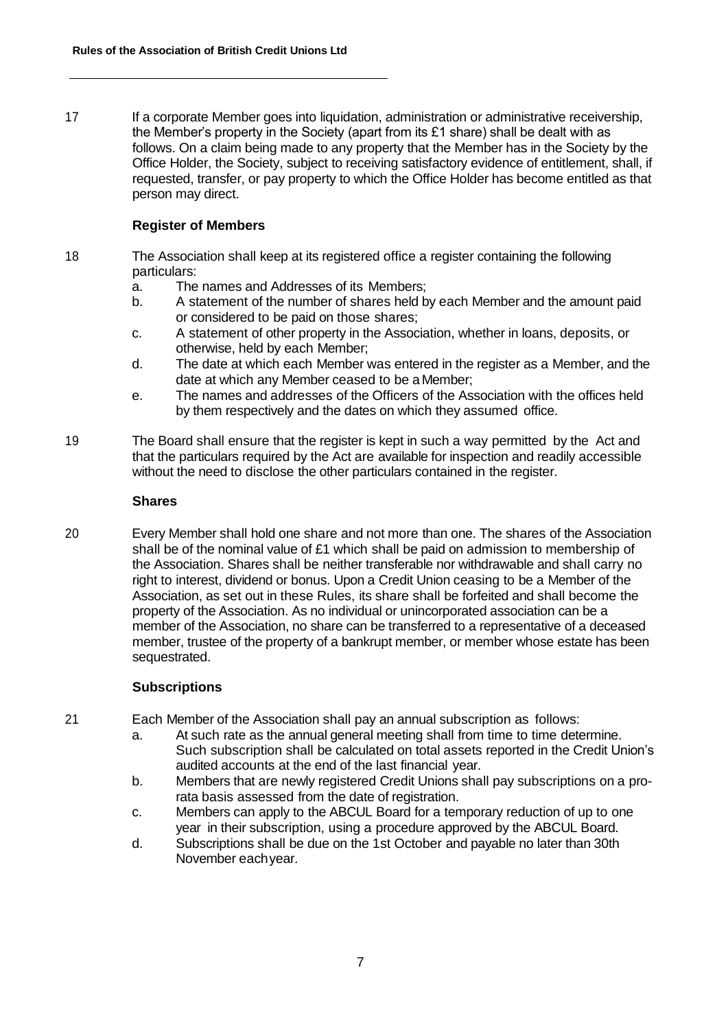17 If a corporate Member goes into liquidation, administration or administrative receivership, the Member's property in the Society (apart from its £1 share) shall be dealt with as follows. On a claim being made to any property that the Member has in the Society by the Office Holder, the Society, subject to receiving satisfactory evidence of entitlement, shall, if requested, transfer, or pay property to which the Office Holder has become entitled as that person may direct.

### Register of Members

18 The Association shall keep at its registered office a register containing the following particulars:

- a. The names and Addresses of its Members;
- b. A statement of the number of shares held by each Member and the amount paid or considered to be paid on those shares;
- c. A statement of other property in the Association, whether in loans, deposits, or otherwise, held by each Member;
- d. The date at which each Member was entered in the register as a Member, and the date at which any Member ceased to be a Member;
- e. The names and addresses of the Officers of the Association with the offices held by them respectively and the dates on which they assumed office.

19 The Board shall ensure that the register is kept in such a way permitted by the Act and that the particulars required by the Act are available for inspection and readily accessible without the need to disclose the other particulars contained in the register.

### Shares

20 Every Member shall hold one share and not more than one. The shares of the Association shall be of the nominal value of £1 which shall be paid on admission to membership of the Association. Shares shall be neither transferable nor withdrawable and shall carry no right to interest, dividend or bonus. Upon a Credit Union ceasing to be a Member of the Association, as set out in these Rules, its share shall be forfeited and shall become the property of the Association. As no individual or unincorporated association can be a member of the Association, no share can be transferred to a representative of a deceased member, trustee of the property of a bankrupt member, or member whose estate has been sequestrated.

### Subscriptions

21 Each Member of the Association shall pay an annual subscription as follows:

- a. At such rate as the annual general meeting shall from time to time determine. Such subscription shall be calculated on total assets reported in the Credit Union's audited accounts at the end of the last financial year.
- b. Members that are newly registered Credit Unions shall pay subscriptions on a pro-rata basis assessed from the date of registration.
- c. Members can apply to the ABCUL Board for a temporary reduction of up to one year in their subscription, using a procedure approved by the ABCUL Board.
- d. Subscriptions shall be due on the 1st October and payable no later than 30th November eachyear.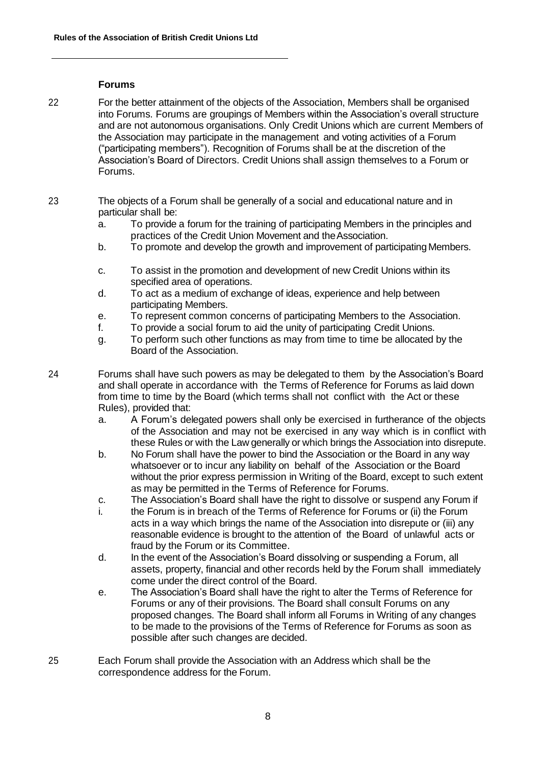## Forums

22 For the better attainment of the objects of the Association, Members shall be organised into Forums. Forums are groupings of Members within the Association's overall structure and are not autonomous organisations. Only Credit Unions which are current Members of the Association may participate in the management and voting activities of a Forum ("participating members"). Recognition of Forums shall be at the discretion of the Association's Board of Directors. Credit Unions shall assign themselves to a Forum or Forums.

23 The objects of a Forum shall be generally of a social and educational nature and in particular shall be:

a. To provide a forum for the training of participating Members in the principles and practices of the Credit Union Movement and the Association.
b. To promote and develop the growth and improvement of participating Members.
c. To assist in the promotion and development of new Credit Unions within its specified area of operations.
d. To act as a medium of exchange of ideas, experience and help between participating Members.
e. To represent common concerns of participating Members to the Association.
f. To provide a social forum to aid the unity of participating Credit Unions.
g. To perform such other functions as may from time to time be allocated by the Board of the Association.

24 Forums shall have such powers as may be delegated to them by the Association's Board and shall operate in accordance with the Terms of Reference for Forums as laid down from time to time by the Board (which terms shall not conflict with the Act or these Rules), provided that:

a. A Forum's delegated powers shall only be exercised in furtherance of the objects of the Association and may not be exercised in any way which is in conflict with these Rules or with the Law generally or which brings the Association into disrepute.
b. No Forum shall have the power to bind the Association or the Board in any way whatsoever or to incur any liability on behalf of the Association or the Board without the prior express permission in Writing of the Board, except to such extent as may be permitted in the Terms of Reference for Forums.
c. The Association's Board shall have the right to dissolve or suspend any Forum if
i. the Forum is in breach of the Terms of Reference for Forums or (ii) the Forum acts in a way which brings the name of the Association into disrepute or (iii) any reasonable evidence is brought to the attention of the Board of unlawful acts or fraud by the Forum or its Committee.
d. In the event of the Association's Board dissolving or suspending a Forum, all assets, property, financial and other records held by the Forum shall immediately come under the direct control of the Board.
e. The Association's Board shall have the right to alter the Terms of Reference for Forums or any of their provisions. The Board shall consult Forums on any proposed changes. The Board shall inform all Forums in Writing of any changes to be made to the provisions of the Terms of Reference for Forums as soon as possible after such changes are decided.

25 Each Forum shall provide the Association with an Address which shall be the correspondence address for the Forum.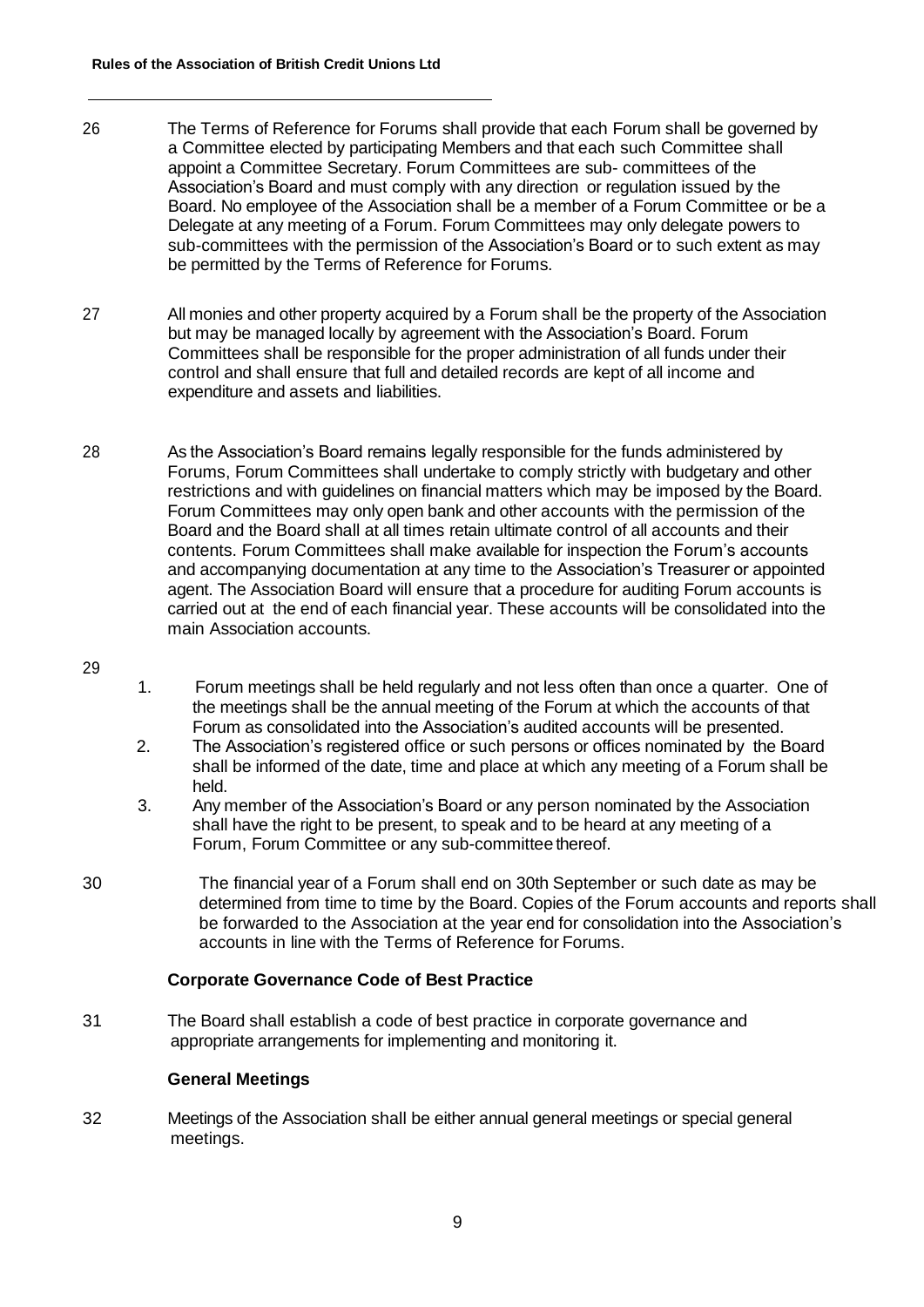26 The Terms of Reference for Forums shall provide that each Forum shall be governed by a Committee elected by participating Members and that each such Committee shall appoint a Committee Secretary. Forum Committees are sub- committees of the Association's Board and must comply with any direction or regulation issued by the Board. No employee of the Association shall be a member of a Forum Committee or be a Delegate at any meeting of a Forum. Forum Committees may only delegate powers to sub-committees with the permission of the Association's Board or to such extent as may be permitted by the Terms of Reference for Forums.

27 All monies and other property acquired by a Forum shall be the property of the Association but may be managed locally by agreement with the Association's Board. Forum Committees shall be responsible for the proper administration of all funds under their control and shall ensure that full and detailed records are kept of all income and expenditure and assets and liabilities.

28 As the Association's Board remains legally responsible for the funds administered by Forums, Forum Committees shall undertake to comply strictly with budgetary and other restrictions and with guidelines on financial matters which may be imposed by the Board. Forum Committees may only open bank and other accounts with the permission of the Board and the Board shall at all times retain ultimate control of all accounts and their contents. Forum Committees shall make available for inspection the Forum's accounts and accompanying documentation at any time to the Association's Treasurer or appointed agent. The Association Board will ensure that a procedure for auditing Forum accounts is carried out at the end of each financial year. These accounts will be consolidated into the main Association accounts.

29

1. Forum meetings shall be held regularly and not less often than once a quarter. One of the meetings shall be the annual meeting of the Forum at which the accounts of that Forum as consolidated into the Association's audited accounts will be presented.
2. The Association's registered office or such persons or offices nominated by the Board shall be informed of the date, time and place at which any meeting of a Forum shall be held.
3. Any member of the Association's Board or any person nominated by the Association shall have the right to be present, to speak and to be heard at any meeting of a Forum, Forum Committee or any sub-committee thereof.

30 The financial year of a Forum shall end on 30th September or such date as may be determined from time to time by the Board. Copies of the Forum accounts and reports shall be forwarded to the Association at the year end for consolidation into the Association's accounts in line with the Terms of Reference for Forums.

## Corporate Governance Code of Best Practice

31 The Board shall establish a code of best practice in corporate governance and appropriate arrangements for implementing and monitoring it.

## General Meetings

32 Meetings of the Association shall be either annual general meetings or special general meetings.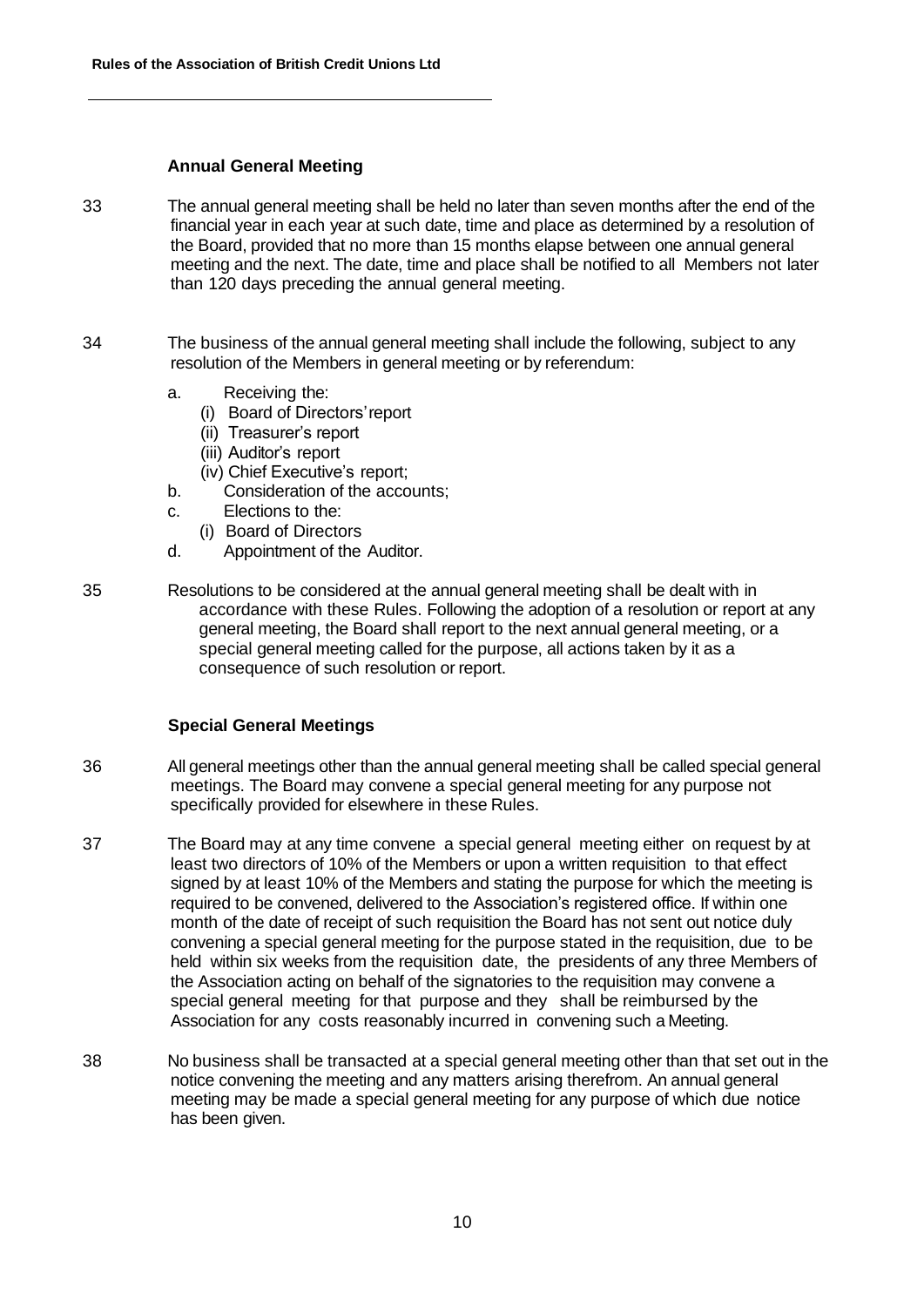### Annual General Meeting

33 The annual general meeting shall be held no later than seven months after the end of the financial year in each year at such date, time and place as determined by a resolution of the Board, provided that no more than 15 months elapse between one annual general meeting and the next. The date, time and place shall be notified to all Members not later than 120 days preceding the annual general meeting.

34 The business of the annual general meeting shall include the following, subject to any resolution of the Members in general meeting or by referendum:

- a. Receiving the:
  - (i) Board of Directors' report
  - (ii) Treasurer's report
  - (iii) Auditor's report
  - (iv) Chief Executive's report;
- b. Consideration of the accounts;
- c. Elections to the:
  - (i) Board of Directors
- d. Appointment of the Auditor.

35 Resolutions to be considered at the annual general meeting shall be dealt with in accordance with these Rules. Following the adoption of a resolution or report at any general meeting, the Board shall report to the next annual general meeting, or a special general meeting called for the purpose, all actions taken by it as a consequence of such resolution or report.

### Special General Meetings

36 All general meetings other than the annual general meeting shall be called special general meetings. The Board may convene a special general meeting for any purpose not specifically provided for elsewhere in these Rules.

37 The Board may at any time convene a special general meeting either on request by at least two directors of 10% of the Members or upon a written requisition to that effect signed by at least 10% of the Members and stating the purpose for which the meeting is required to be convened, delivered to the Association's registered office. If within one month of the date of receipt of such requisition the Board has not sent out notice duly convening a special general meeting for the purpose stated in the requisition, due to be held within six weeks from the requisition date, the presidents of any three Members of the Association acting on behalf of the signatories to the requisition may convene a special general meeting for that purpose and they shall be reimbursed by the Association for any costs reasonably incurred in convening such a Meeting.

38 No business shall be transacted at a special general meeting other than that set out in the notice convening the meeting and any matters arising therefrom. An annual general meeting may be made a special general meeting for any purpose of which due notice has been given.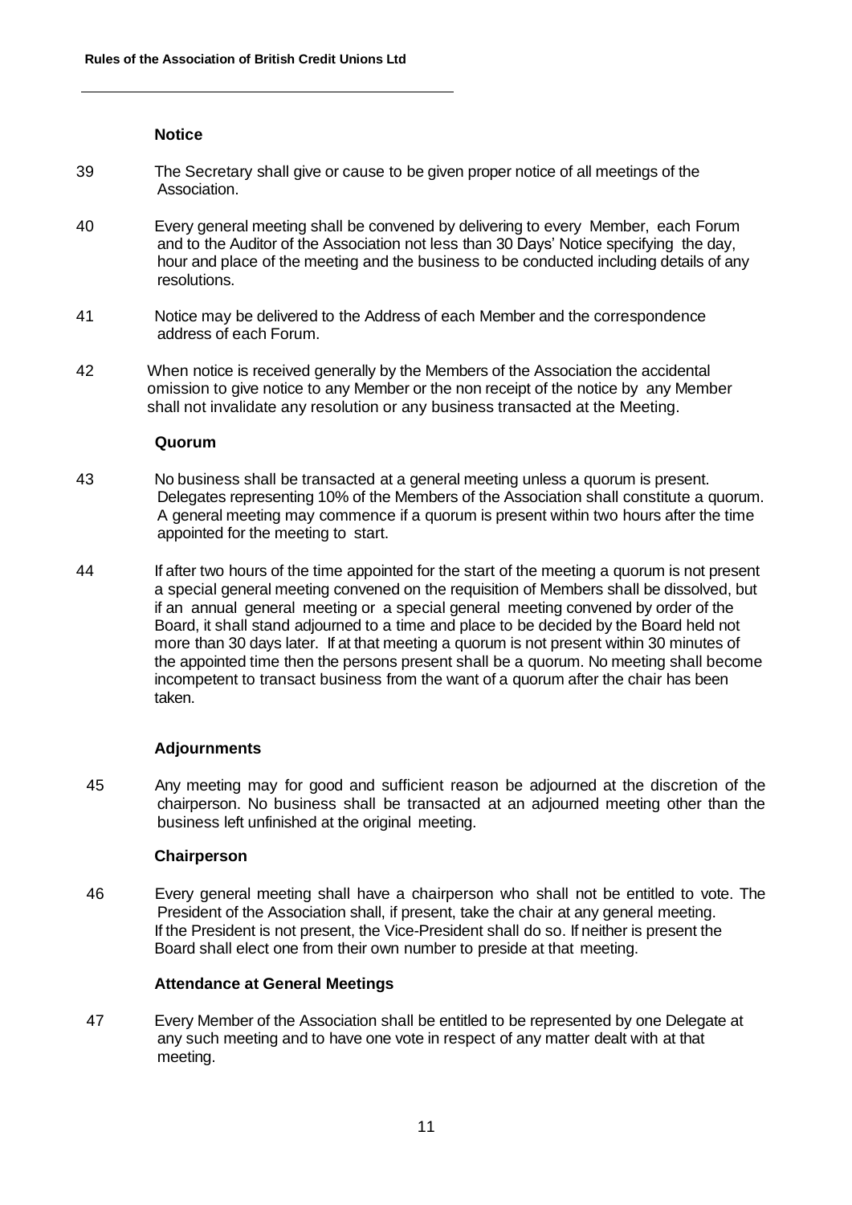### Notice

39 The Secretary shall give or cause to be given proper notice of all meetings of the Association.

40 Every general meeting shall be convened by delivering to every Member, each Forum and to the Auditor of the Association not less than 30 Days' Notice specifying the day, hour and place of the meeting and the business to be conducted including details of any resolutions.

41 Notice may be delivered to the Address of each Member and the correspondence address of each Forum.

42 When notice is received generally by the Members of the Association the accidental omission to give notice to any Member or the non receipt of the notice by any Member shall not invalidate any resolution or any business transacted at the Meeting.

### Quorum

43 No business shall be transacted at a general meeting unless a quorum is present. Delegates representing 10% of the Members of the Association shall constitute a quorum. A general meeting may commence if a quorum is present within two hours after the time appointed for the meeting to start.

44 If after two hours of the time appointed for the start of the meeting a quorum is not present a special general meeting convened on the requisition of Members shall be dissolved, but if an annual general meeting or a special general meeting convened by order of the Board, it shall stand adjourned to a time and place to be decided by the Board held not more than 30 days later. If at that meeting a quorum is not present within 30 minutes of the appointed time then the persons present shall be a quorum. No meeting shall become incompetent to transact business from the want of a quorum after the chair has been taken.

### Adjournments

45 Any meeting may for good and sufficient reason be adjourned at the discretion of the chairperson. No business shall be transacted at an adjourned meeting other than the business left unfinished at the original meeting.

### Chairperson

46 Every general meeting shall have a chairperson who shall not be entitled to vote. The President of the Association shall, if present, take the chair at any general meeting. If the President is not present, the Vice-President shall do so. If neither is present the Board shall elect one from their own number to preside at that meeting.

### Attendance at General Meetings

47 Every Member of the Association shall be entitled to be represented by one Delegate at any such meeting and to have one vote in respect of any matter dealt with at that meeting.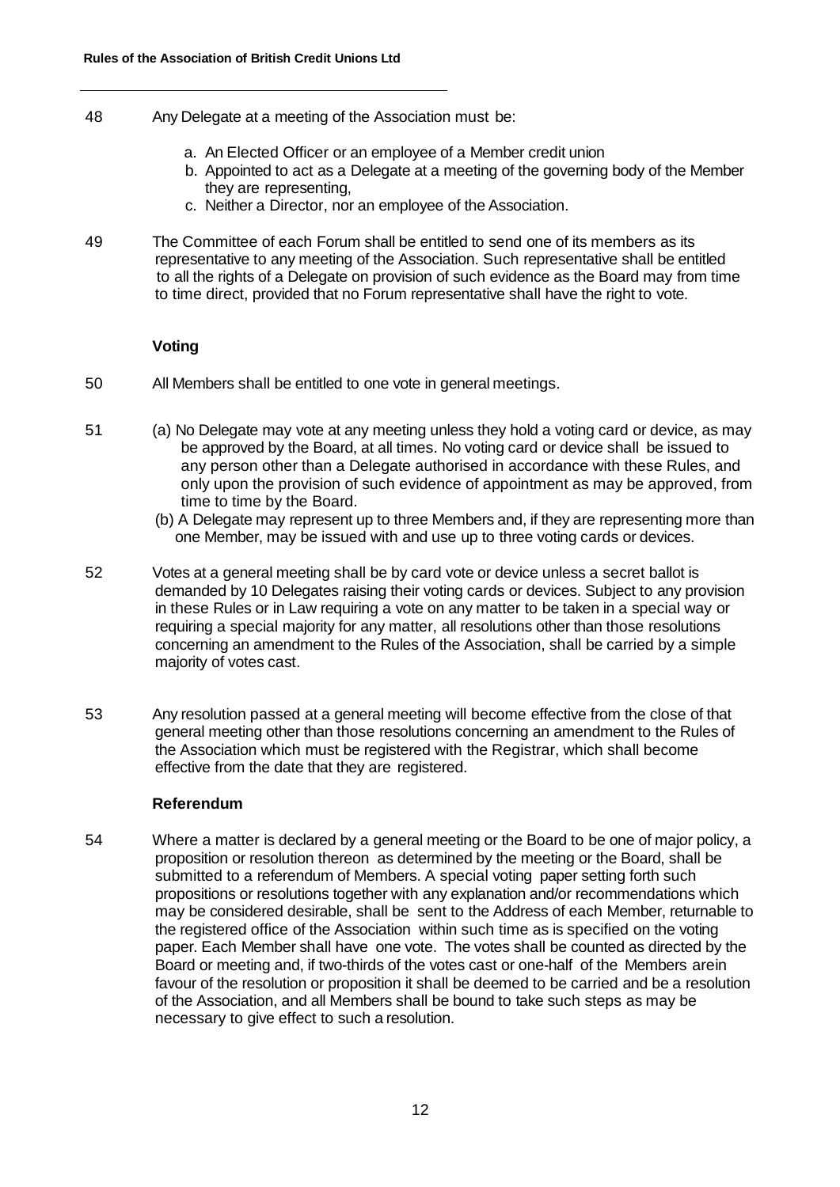48 Any Delegate at a meeting of the Association must be:

a. An Elected Officer or an employee of a Member credit union
b. Appointed to act as a Delegate at a meeting of the governing body of the Member they are representing,
c. Neither a Director, nor an employee of the Association.

49 The Committee of each Forum shall be entitled to send one of its members as its representative to any meeting of the Association. Such representative shall be entitled to all the rights of a Delegate on provision of such evidence as the Board may from time to time direct, provided that no Forum representative shall have the right to vote.

### Voting

50 All Members shall be entitled to one vote in general meetings.

51 (a) No Delegate may vote at any meeting unless they hold a voting card or device, as may be approved by the Board, at all times. No voting card or device shall be issued to any person other than a Delegate authorised in accordance with these Rules, and only upon the provision of such evidence of appointment as may be approved, from time to time by the Board.

(b) A Delegate may represent up to three Members and, if they are representing more than one Member, may be issued with and use up to three voting cards or devices.

52 Votes at a general meeting shall be by card vote or device unless a secret ballot is demanded by 10 Delegates raising their voting cards or devices. Subject to any provision in these Rules or in Law requiring a vote on any matter to be taken in a special way or requiring a special majority for any matter, all resolutions other than those resolutions concerning an amendment to the Rules of the Association, shall be carried by a simple majority of votes cast.

53 Any resolution passed at a general meeting will become effective from the close of that general meeting other than those resolutions concerning an amendment to the Rules of the Association which must be registered with the Registrar, which shall become effective from the date that they are registered.

### Referendum

54 Where a matter is declared by a general meeting or the Board to be one of major policy, a proposition or resolution thereon as determined by the meeting or the Board, shall be submitted to a referendum of Members. A special voting paper setting forth such propositions or resolutions together with any explanation and/or recommendations which may be considered desirable, shall be sent to the Address of each Member, returnable to the registered office of the Association within such time as is specified on the voting paper. Each Member shall have one vote. The votes shall be counted as directed by the Board or meeting and, if two-thirds of the votes cast or one-half of the Members arein favour of the resolution or proposition it shall be deemed to be carried and be a resolution of the Association, and all Members shall be bound to take such steps as may be necessary to give effect to such a resolution.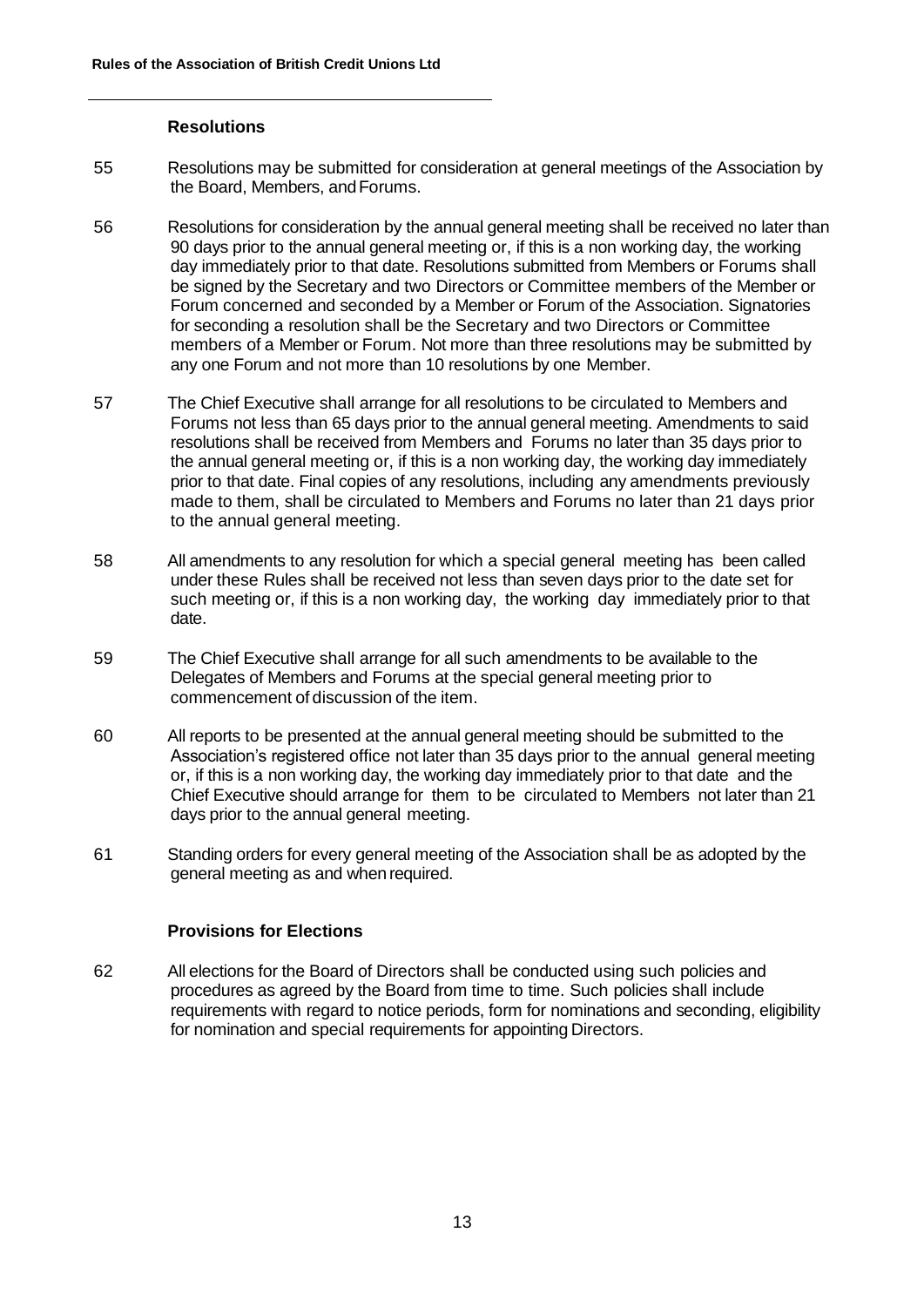### Resolutions

55 Resolutions may be submitted for consideration at general meetings of the Association by the Board, Members, and Forums.

56 Resolutions for consideration by the annual general meeting shall be received no later than 90 days prior to the annual general meeting or, if this is a non working day, the working day immediately prior to that date. Resolutions submitted from Members or Forums shall be signed by the Secretary and two Directors or Committee members of the Member or Forum concerned and seconded by a Member or Forum of the Association. Signatories for seconding a resolution shall be the Secretary and two Directors or Committee members of a Member or Forum. Not more than three resolutions may be submitted by any one Forum and not more than 10 resolutions by one Member.

57 The Chief Executive shall arrange for all resolutions to be circulated to Members and Forums not less than 65 days prior to the annual general meeting. Amendments to said resolutions shall be received from Members and Forums no later than 35 days prior to the annual general meeting or, if this is a non working day, the working day immediately prior to that date. Final copies of any resolutions, including any amendments previously made to them, shall be circulated to Members and Forums no later than 21 days prior to the annual general meeting.

58 All amendments to any resolution for which a special general meeting has been called under these Rules shall be received not less than seven days prior to the date set for such meeting or, if this is a non working day, the working day immediately prior to that date.

59 The Chief Executive shall arrange for all such amendments to be available to the Delegates of Members and Forums at the special general meeting prior to commencement of discussion of the item.

60 All reports to be presented at the annual general meeting should be submitted to the Association's registered office not later than 35 days prior to the annual general meeting or, if this is a non working day, the working day immediately prior to that date and the Chief Executive should arrange for them to be circulated to Members not later than 21 days prior to the annual general meeting.

61 Standing orders for every general meeting of the Association shall be as adopted by the general meeting as and when required.

### Provisions for Elections

62 All elections for the Board of Directors shall be conducted using such policies and procedures as agreed by the Board from time to time. Such policies shall include requirements with regard to notice periods, form for nominations and seconding, eligibility for nomination and special requirements for appointing Directors.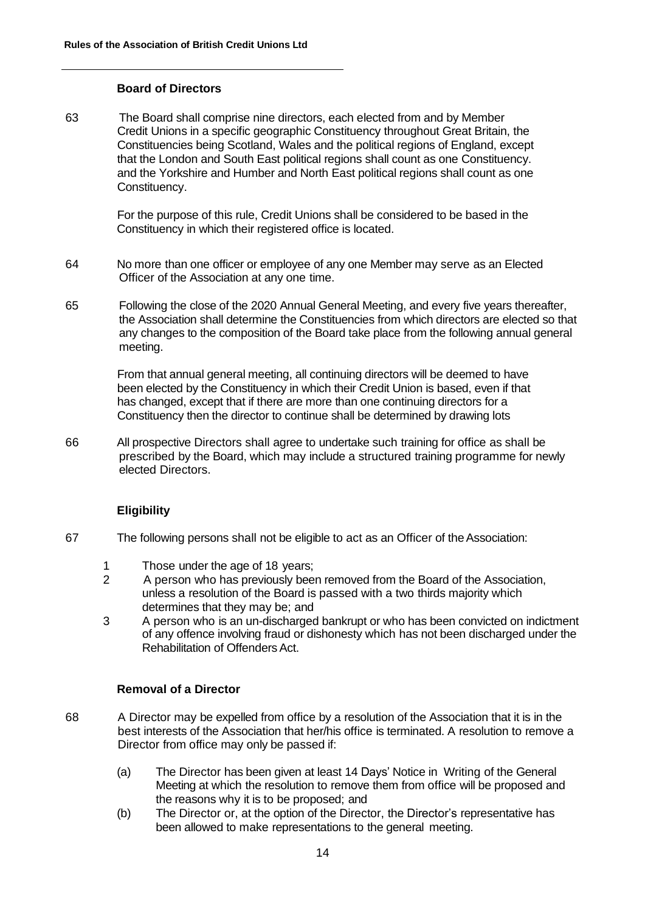### Board of Directors

63 The Board shall comprise nine directors, each elected from and by Member Credit Unions in a specific geographic Constituency throughout Great Britain, the Constituencies being Scotland, Wales and the political regions of England, except that the London and South East political regions shall count as one Constituency. and the Yorkshire and Humber and North East political regions shall count as one Constituency.

For the purpose of this rule, Credit Unions shall be considered to be based in the Constituency in which their registered office is located.

64 No more than one officer or employee of any one Member may serve as an Elected Officer of the Association at any one time.

65 Following the close of the 2020 Annual General Meeting, and every five years thereafter, the Association shall determine the Constituencies from which directors are elected so that any changes to the composition of the Board take place from the following annual general meeting.

From that annual general meeting, all continuing directors will be deemed to have been elected by the Constituency in which their Credit Union is based, even if that has changed, except that if there are more than one continuing directors for a Constituency then the director to continue shall be determined by drawing lots

66 All prospective Directors shall agree to undertake such training for office as shall be prescribed by the Board, which may include a structured training programme for newly elected Directors.

### Eligibility

67 The following persons shall not be eligible to act as an Officer of the Association:

1 Those under the age of 18 years;
2 A person who has previously been removed from the Board of the Association, unless a resolution of the Board is passed with a two thirds majority which determines that they may be; and
3 A person who is an un-discharged bankrupt or who has been convicted on indictment of any offence involving fraud or dishonesty which has not been discharged under the Rehabilitation of Offenders Act.

### Removal of a Director

68 A Director may be expelled from office by a resolution of the Association that it is in the best interests of the Association that her/his office is terminated. A resolution to remove a Director from office may only be passed if:

(a) The Director has been given at least 14 Days' Notice in Writing of the General Meeting at which the resolution to remove them from office will be proposed and the reasons why it is to be proposed; and
(b) The Director or, at the option of the Director, the Director's representative has been allowed to make representations to the general meeting.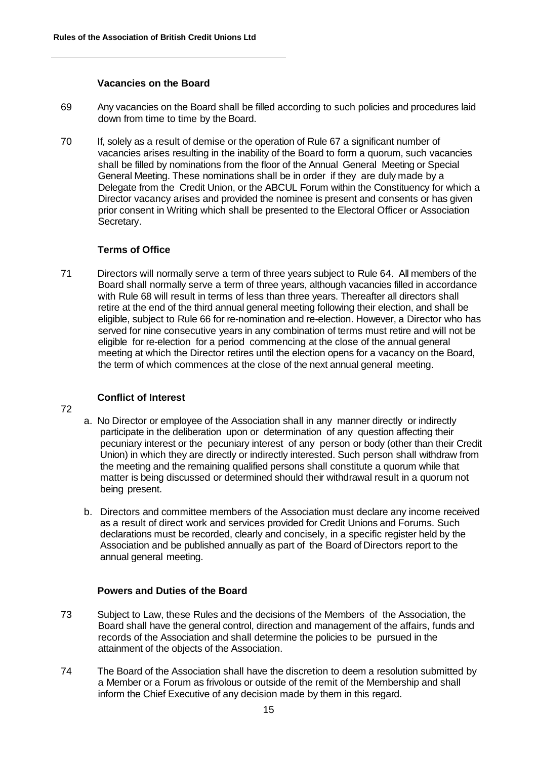### Vacancies on the Board

69 Any vacancies on the Board shall be filled according to such policies and procedures laid down from time to time by the Board.

70 If, solely as a result of demise or the operation of Rule 67 a significant number of vacancies arises resulting in the inability of the Board to form a quorum, such vacancies shall be filled by nominations from the floor of the Annual General Meeting or Special General Meeting. These nominations shall be in order if they are duly made by a Delegate from the Credit Union, or the ABCUL Forum within the Constituency for which a Director vacancy arises and provided the nominee is present and consents or has given prior consent in Writing which shall be presented to the Electoral Officer or Association Secretary.

### Terms of Office

71 Directors will normally serve a term of three years subject to Rule 64. All members of the Board shall normally serve a term of three years, although vacancies filled in accordance with Rule 68 will result in terms of less than three years. Thereafter all directors shall retire at the end of the third annual general meeting following their election, and shall be eligible, subject to Rule 66 for re-nomination and re-election. However, a Director who has served for nine consecutive years in any combination of terms must retire and will not be eligible for re-election for a period commencing at the close of the annual general meeting at which the Director retires until the election opens for a vacancy on the Board, the term of which commences at the close of the next annual general meeting.

### Conflict of Interest

72

a. No Director or employee of the Association shall in any manner directly or indirectly participate in the deliberation upon or determination of any question affecting their pecuniary interest or the pecuniary interest of any person or body (other than their Credit Union) in which they are directly or indirectly interested. Such person shall withdraw from the meeting and the remaining qualified persons shall constitute a quorum while that matter is being discussed or determined should their withdrawal result in a quorum not being present.

b. Directors and committee members of the Association must declare any income received as a result of direct work and services provided for Credit Unions and Forums. Such declarations must be recorded, clearly and concisely, in a specific register held by the Association and be published annually as part of the Board of Directors report to the annual general meeting.

### Powers and Duties of the Board

73 Subject to Law, these Rules and the decisions of the Members of the Association, the Board shall have the general control, direction and management of the affairs, funds and records of the Association and shall determine the policies to be pursued in the attainment of the objects of the Association.

74 The Board of the Association shall have the discretion to deem a resolution submitted by a Member or a Forum as frivolous or outside of the remit of the Membership and shall inform the Chief Executive of any decision made by them in this regard.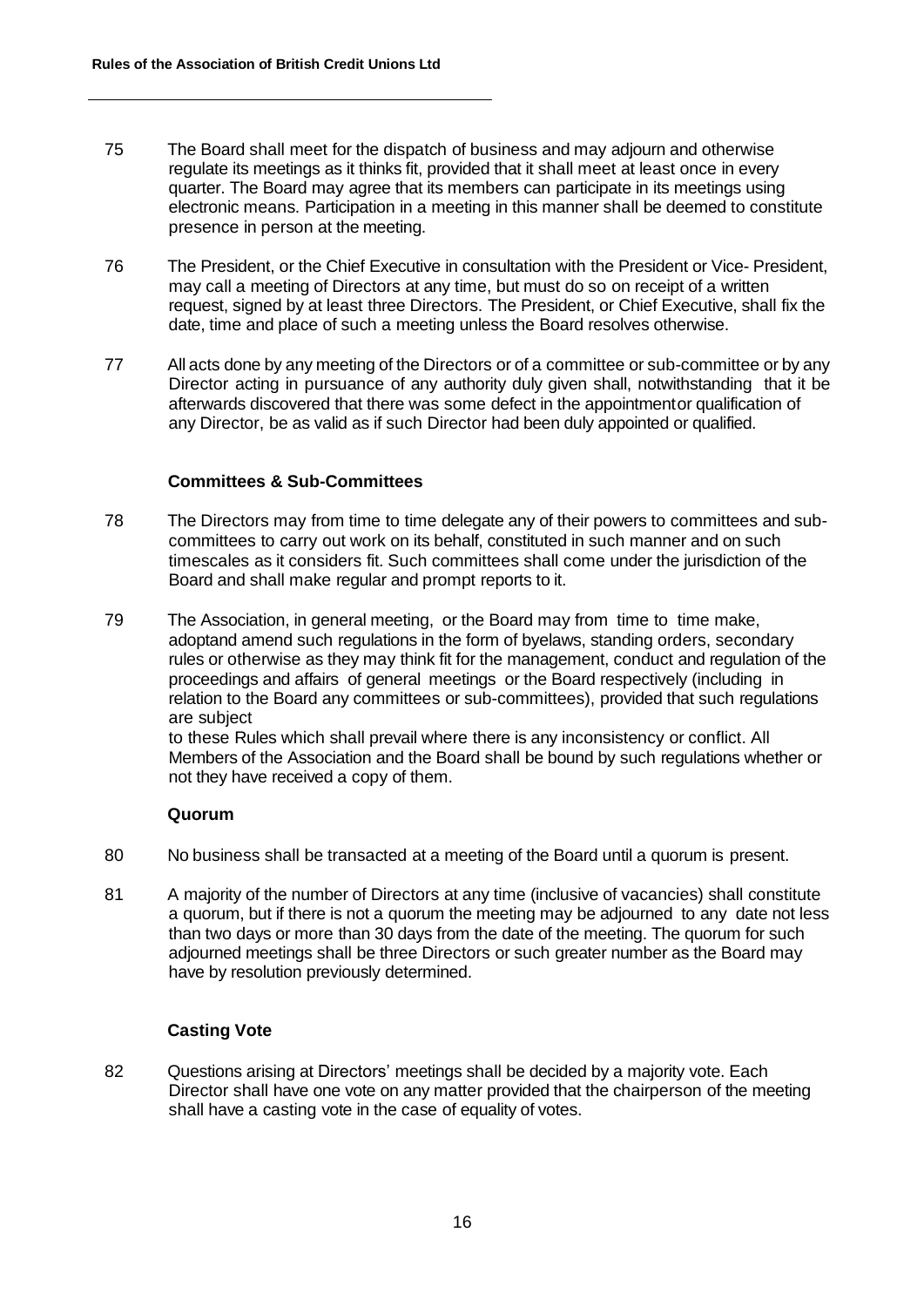75 The Board shall meet for the dispatch of business and may adjourn and otherwise regulate its meetings as it thinks fit, provided that it shall meet at least once in every quarter. The Board may agree that its members can participate in its meetings using electronic means. Participation in a meeting in this manner shall be deemed to constitute presence in person at the meeting.

76 The President, or the Chief Executive in consultation with the President or Vice- President, may call a meeting of Directors at any time, but must do so on receipt of a written request, signed by at least three Directors. The President, or Chief Executive, shall fix the date, time and place of such a meeting unless the Board resolves otherwise.

77 All acts done by any meeting of the Directors or of a committee or sub-committee or by any Director acting in pursuance of any authority duly given shall, notwithstanding that it be afterwards discovered that there was some defect in the appointmentor qualification of any Director, be as valid as if such Director had been duly appointed or qualified.

### Committees & Sub-Committees

78 The Directors may from time to time delegate any of their powers to committees and sub-committees to carry out work on its behalf, constituted in such manner and on such timescales as it considers fit. Such committees shall come under the jurisdiction of the Board and shall make regular and prompt reports to it.

79 The Association, in general meeting, or the Board may from time to time make, adoptand amend such regulations in the form of byelaws, standing orders, secondary rules or otherwise as they may think fit for the management, conduct and regulation of the proceedings and affairs of general meetings or the Board respectively (including in relation to the Board any committees or sub-committees), provided that such regulations are subject

to these Rules which shall prevail where there is any inconsistency or conflict. All Members of the Association and the Board shall be bound by such regulations whether or not they have received a copy of them.

### Quorum

80 No business shall be transacted at a meeting of the Board until a quorum is present.

81 A majority of the number of Directors at any time (inclusive of vacancies) shall constitute a quorum, but if there is not a quorum the meeting may be adjourned to any date not less than two days or more than 30 days from the date of the meeting. The quorum for such adjourned meetings shall be three Directors or such greater number as the Board may have by resolution previously determined.

### Casting Vote

82 Questions arising at Directors' meetings shall be decided by a majority vote. Each Director shall have one vote on any matter provided that the chairperson of the meeting shall have a casting vote in the case of equality of votes.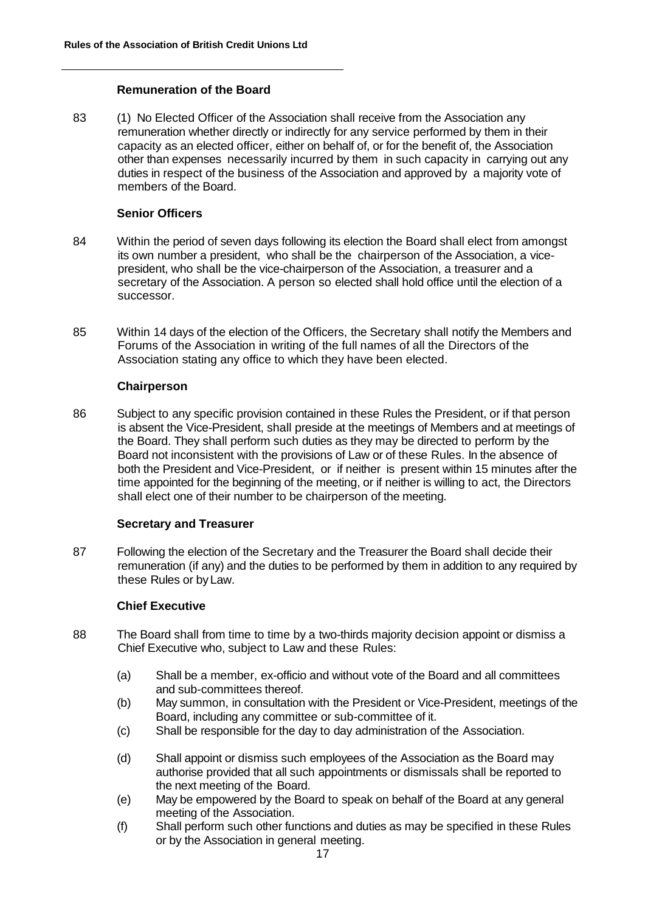### Remuneration of the Board

83 (1) No Elected Officer of the Association shall receive from the Association any remuneration whether directly or indirectly for any service performed by them in their capacity as an elected officer, either on behalf of, or for the benefit of, the Association other than expenses necessarily incurred by them in such capacity in carrying out any duties in respect of the business of the Association and approved by a majority vote of members of the Board.

### Senior Officers

84 Within the period of seven days following its election the Board shall elect from amongst its own number a president, who shall be the chairperson of the Association, a vice-president, who shall be the vice-chairperson of the Association, a treasurer and a secretary of the Association. A person so elected shall hold office until the election of a successor.

85 Within 14 days of the election of the Officers, the Secretary shall notify the Members and Forums of the Association in writing of the full names of all the Directors of the Association stating any office to which they have been elected.

### Chairperson

86 Subject to any specific provision contained in these Rules the President, or if that person is absent the Vice-President, shall preside at the meetings of Members and at meetings of the Board. They shall perform such duties as they may be directed to perform by the Board not inconsistent with the provisions of Law or of these Rules. In the absence of both the President and Vice-President, or if neither is present within 15 minutes after the time appointed for the beginning of the meeting, or if neither is willing to act, the Directors shall elect one of their number to be chairperson of the meeting.

### Secretary and Treasurer

87 Following the election of the Secretary and the Treasurer the Board shall decide their remuneration (if any) and the duties to be performed by them in addition to any required by these Rules or by Law.

### Chief Executive

88 The Board shall from time to time by a two-thirds majority decision appoint or dismiss a Chief Executive who, subject to Law and these Rules:

- (a) Shall be a member, ex-officio and without vote of the Board and all committees and sub-committees thereof.
- (b) May summon, in consultation with the President or Vice-President, meetings of the Board, including any committee or sub-committee of it.
- (c) Shall be responsible for the day to day administration of the Association.
- (d) Shall appoint or dismiss such employees of the Association as the Board may authorise provided that all such appointments or dismissals shall be reported to the next meeting of the Board.
- (e) May be empowered by the Board to speak on behalf of the Board at any general meeting of the Association.
- (f) Shall perform such other functions and duties as may be specified in these Rules or by the Association in general meeting.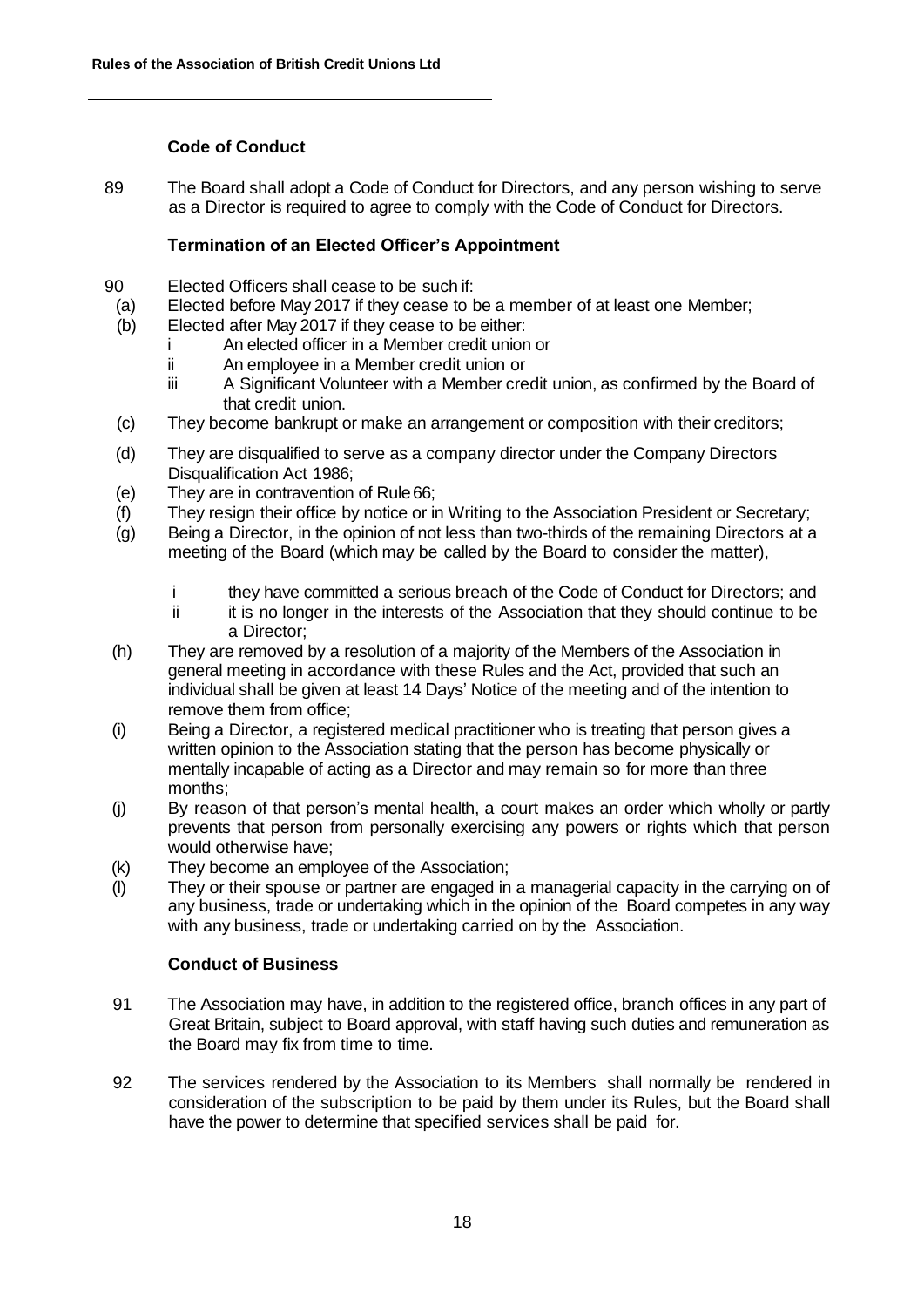### Code of Conduct

89 The Board shall adopt a Code of Conduct for Directors, and any person wishing to serve as a Director is required to agree to comply with the Code of Conduct for Directors.

### Termination of an Elected Officer's Appointment

90 Elected Officers shall cease to be such if:

(a) Elected before May 2017 if they cease to be a member of at least one Member;

(b) Elected after May 2017 if they cease to be either:

  i An elected officer in a Member credit union or

  ii An employee in a Member credit union or

  iii A Significant Volunteer with a Member credit union, as confirmed by the Board of that credit union.

(c) They become bankrupt or make an arrangement or composition with their creditors;

(d) They are disqualified to serve as a company director under the Company Directors Disqualification Act 1986;

(e) They are in contravention of Rule 66;

(f) They resign their office by notice or in Writing to the Association President or Secretary;

(g) Being a Director, in the opinion of not less than two-thirds of the remaining Directors at a meeting of the Board (which may be called by the Board to consider the matter),

  i they have committed a serious breach of the Code of Conduct for Directors; and

  ii it is no longer in the interests of the Association that they should continue to be a Director;

(h) They are removed by a resolution of a majority of the Members of the Association in general meeting in accordance with these Rules and the Act, provided that such an individual shall be given at least 14 Days' Notice of the meeting and of the intention to remove them from office;

(i) Being a Director, a registered medical practitioner who is treating that person gives a written opinion to the Association stating that the person has become physically or mentally incapable of acting as a Director and may remain so for more than three months;

(j) By reason of that person's mental health, a court makes an order which wholly or partly prevents that person from personally exercising any powers or rights which that person would otherwise have;

(k) They become an employee of the Association;

(l) They or their spouse or partner are engaged in a managerial capacity in the carrying on of any business, trade or undertaking which in the opinion of the Board competes in any way with any business, trade or undertaking carried on by the Association.

### Conduct of Business

91 The Association may have, in addition to the registered office, branch offices in any part of Great Britain, subject to Board approval, with staff having such duties and remuneration as the Board may fix from time to time.

92 The services rendered by the Association to its Members shall normally be rendered in consideration of the subscription to be paid by them under its Rules, but the Board shall have the power to determine that specified services shall be paid for.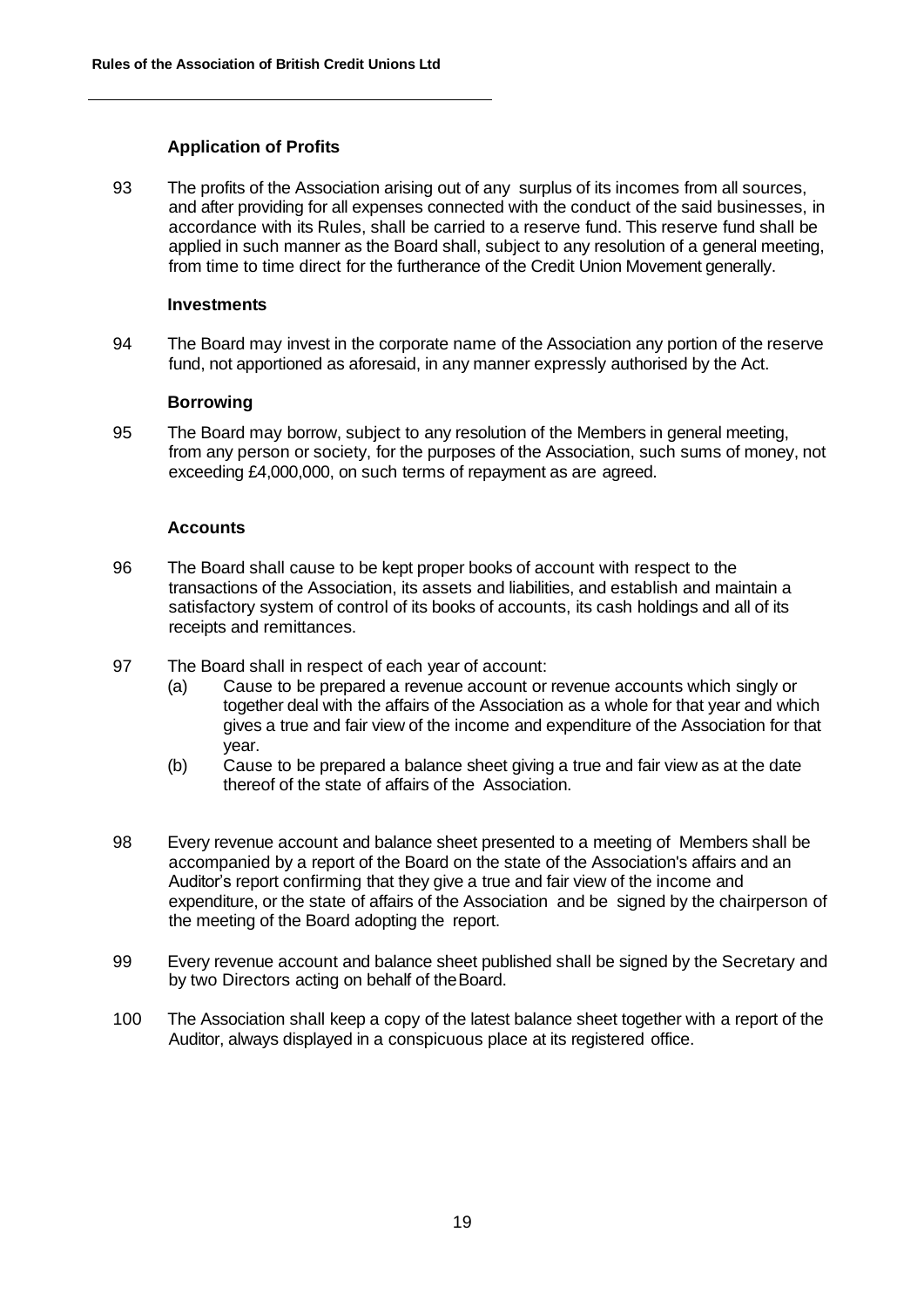### Application of Profits

93 The profits of the Association arising out of any surplus of its incomes from all sources, and after providing for all expenses connected with the conduct of the said businesses, in accordance with its Rules, shall be carried to a reserve fund. This reserve fund shall be applied in such manner as the Board shall, subject to any resolution of a general meeting, from time to time direct for the furtherance of the Credit Union Movement generally.

### Investments

94 The Board may invest in the corporate name of the Association any portion of the reserve fund, not apportioned as aforesaid, in any manner expressly authorised by the Act.

### Borrowing

95 The Board may borrow, subject to any resolution of the Members in general meeting, from any person or society, for the purposes of the Association, such sums of money, not exceeding £4,000,000, on such terms of repayment as are agreed.

### Accounts

96 The Board shall cause to be kept proper books of account with respect to the transactions of the Association, its assets and liabilities, and establish and maintain a satisfactory system of control of its books of accounts, its cash holdings and all of its receipts and remittances.

97 The Board shall in respect of each year of account:

- (a) Cause to be prepared a revenue account or revenue accounts which singly or together deal with the affairs of the Association as a whole for that year and which gives a true and fair view of the income and expenditure of the Association for that year.
- (b) Cause to be prepared a balance sheet giving a true and fair view as at the date thereof of the state of affairs of the Association.

98 Every revenue account and balance sheet presented to a meeting of Members shall be accompanied by a report of the Board on the state of the Association's affairs and an Auditor's report confirming that they give a true and fair view of the income and expenditure, or the state of affairs of the Association and be signed by the chairperson of the meeting of the Board adopting the report.

99 Every revenue account and balance sheet published shall be signed by the Secretary and by two Directors acting on behalf of the Board.

100 The Association shall keep a copy of the latest balance sheet together with a report of the Auditor, always displayed in a conspicuous place at its registered office.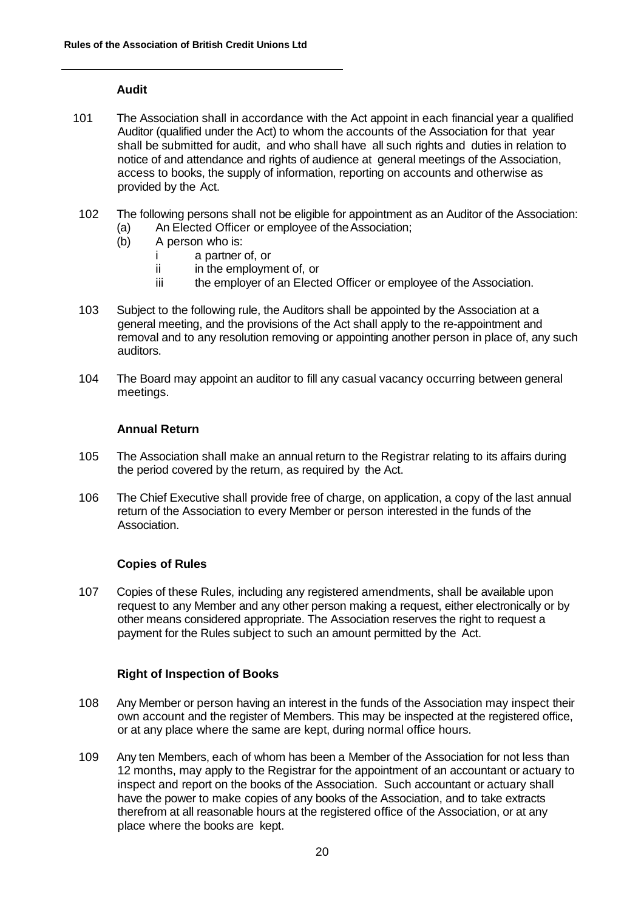### Audit

101 The Association shall in accordance with the Act appoint in each financial year a qualified Auditor (qualified under the Act) to whom the accounts of the Association for that year shall be submitted for audit, and who shall have all such rights and duties in relation to notice of and attendance and rights of audience at general meetings of the Association, access to books, the supply of information, reporting on accounts and otherwise as provided by the Act.

102 The following persons shall not be eligible for appointment as an Auditor of the Association:

- (a) An Elected Officer or employee of the Association;
- (b) A person who is:
  - i a partner of, or
  - ii in the employment of, or
  - iii the employer of an Elected Officer or employee of the Association.

103 Subject to the following rule, the Auditors shall be appointed by the Association at a general meeting, and the provisions of the Act shall apply to the re-appointment and removal and to any resolution removing or appointing another person in place of, any such auditors.

104 The Board may appoint an auditor to fill any casual vacancy occurring between general meetings.

### Annual Return

105 The Association shall make an annual return to the Registrar relating to its affairs during the period covered by the return, as required by the Act.

106 The Chief Executive shall provide free of charge, on application, a copy of the last annual return of the Association to every Member or person interested in the funds of the Association.

### Copies of Rules

107 Copies of these Rules, including any registered amendments, shall be available upon request to any Member and any other person making a request, either electronically or by other means considered appropriate. The Association reserves the right to request a payment for the Rules subject to such an amount permitted by the Act.

### Right of Inspection of Books

108 Any Member or person having an interest in the funds of the Association may inspect their own account and the register of Members. This may be inspected at the registered office, or at any place where the same are kept, during normal office hours.

109 Any ten Members, each of whom has been a Member of the Association for not less than 12 months, may apply to the Registrar for the appointment of an accountant or actuary to inspect and report on the books of the Association. Such accountant or actuary shall have the power to make copies of any books of the Association, and to take extracts therefrom at all reasonable hours at the registered office of the Association, or at any place where the books are kept.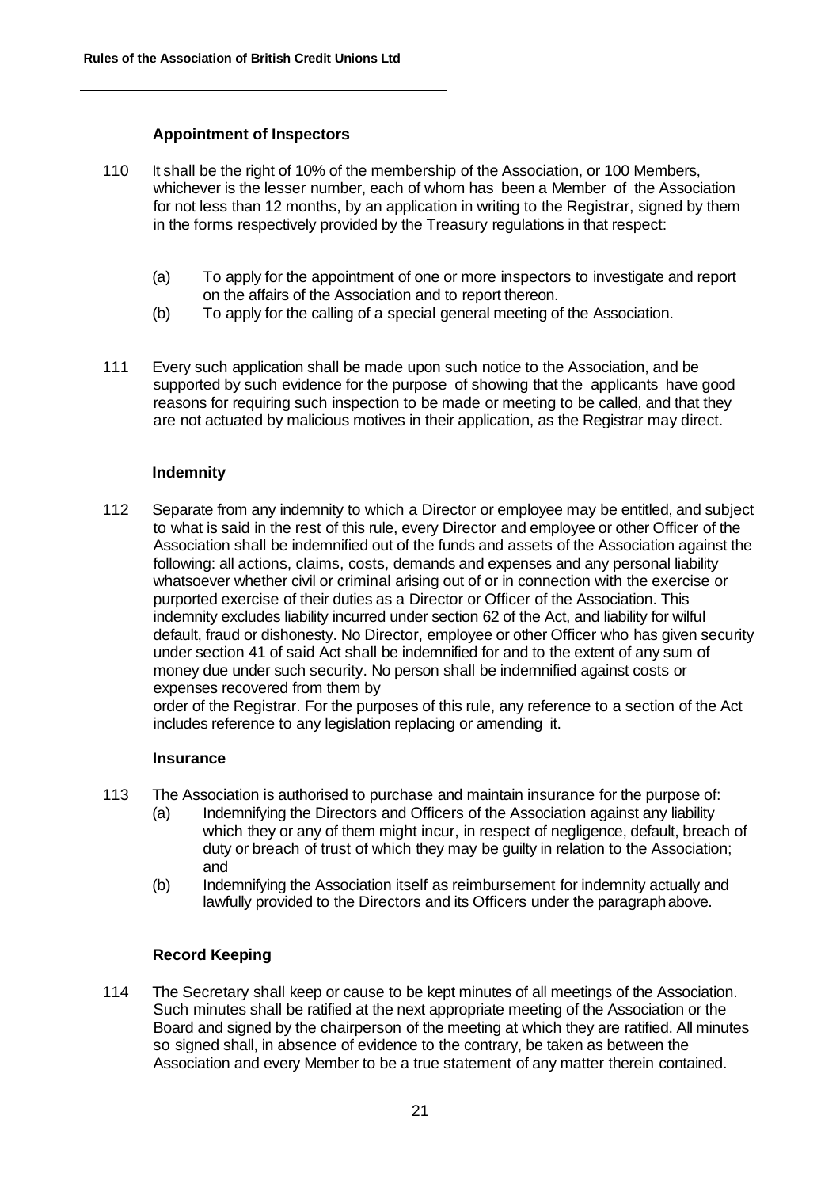### Appointment of Inspectors

110 It shall be the right of 10% of the membership of the Association, or 100 Members, whichever is the lesser number, each of whom has been a Member of the Association for not less than 12 months, by an application in writing to the Registrar, signed by them in the forms respectively provided by the Treasury regulations in that respect:

(a) To apply for the appointment of one or more inspectors to investigate and report on the affairs of the Association and to report thereon.

(b) To apply for the calling of a special general meeting of the Association.

111 Every such application shall be made upon such notice to the Association, and be supported by such evidence for the purpose of showing that the applicants have good reasons for requiring such inspection to be made or meeting to be called, and that they are not actuated by malicious motives in their application, as the Registrar may direct.

### Indemnity

112 Separate from any indemnity to which a Director or employee may be entitled, and subject to what is said in the rest of this rule, every Director and employee or other Officer of the Association shall be indemnified out of the funds and assets of the Association against the following: all actions, claims, costs, demands and expenses and any personal liability whatsoever whether civil or criminal arising out of or in connection with the exercise or purported exercise of their duties as a Director or Officer of the Association. This indemnity excludes liability incurred under section 62 of the Act, and liability for wilful default, fraud or dishonesty. No Director, employee or other Officer who has given security under section 41 of said Act shall be indemnified for and to the extent of any sum of money due under such security. No person shall be indemnified against costs or expenses recovered from them by order of the Registrar. For the purposes of this rule, any reference to a section of the Act includes reference to any legislation replacing or amending it.

### Insurance

113 The Association is authorised to purchase and maintain insurance for the purpose of:

(a) Indemnifying the Directors and Officers of the Association against any liability which they or any of them might incur, in respect of negligence, default, breach of duty or breach of trust of which they may be guilty in relation to the Association; and

(b) Indemnifying the Association itself as reimbursement for indemnity actually and lawfully provided to the Directors and its Officers under the paragraph above.

### Record Keeping

114 The Secretary shall keep or cause to be kept minutes of all meetings of the Association. Such minutes shall be ratified at the next appropriate meeting of the Association or the Board and signed by the chairperson of the meeting at which they are ratified. All minutes so signed shall, in absence of evidence to the contrary, be taken as between the Association and every Member to be a true statement of any matter therein contained.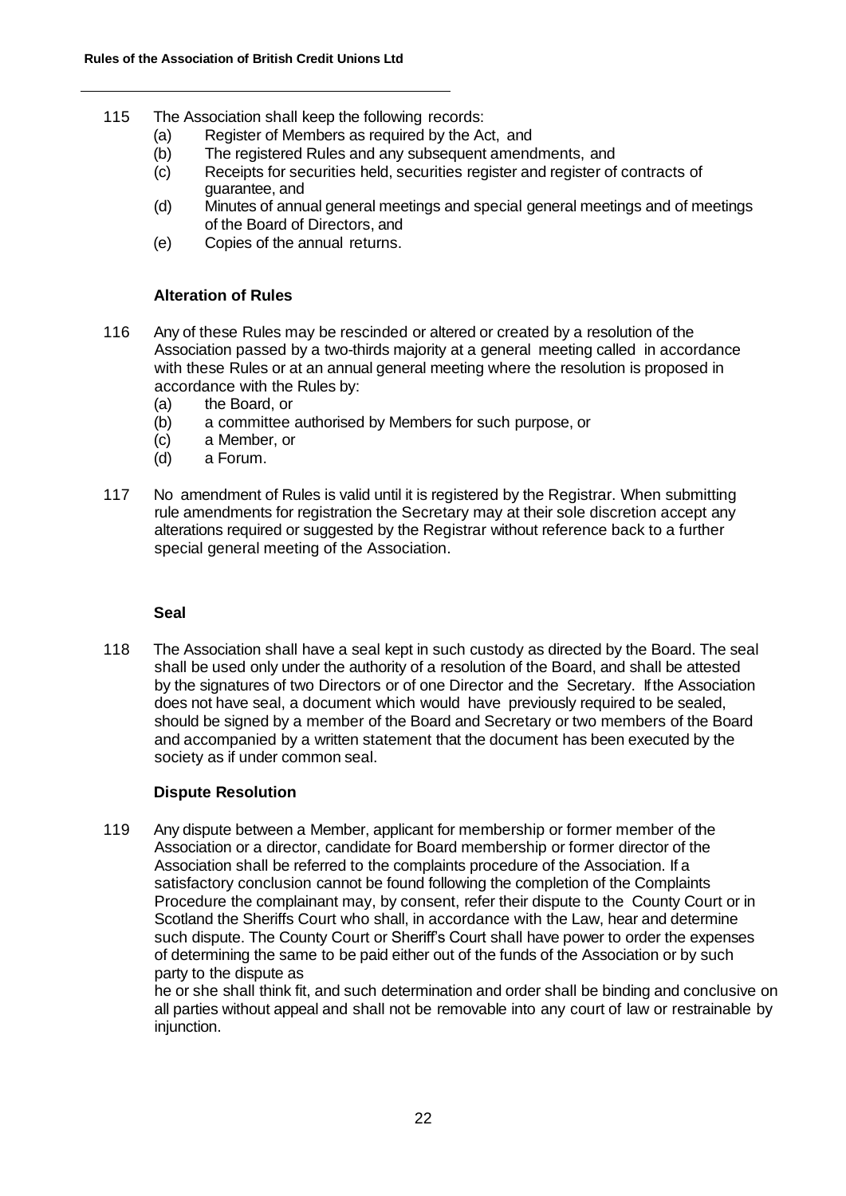115 The Association shall keep the following records:
    (a) Register of Members as required by the Act, and
    (b) The registered Rules and any subsequent amendments, and
    (c) Receipts for securities held, securities register and register of contracts of guarantee, and
    (d) Minutes of annual general meetings and special general meetings and of meetings of the Board of Directors, and
    (e) Copies of the annual returns.

### Alteration of Rules

116 Any of these Rules may be rescinded or altered or created by a resolution of the Association passed by a two-thirds majority at a general meeting called in accordance with these Rules or at an annual general meeting where the resolution is proposed in accordance with the Rules by:
    (a) the Board, or
    (b) a committee authorised by Members for such purpose, or
    (c) a Member, or
    (d) a Forum.

117 No amendment of Rules is valid until it is registered by the Registrar. When submitting rule amendments for registration the Secretary may at their sole discretion accept any alterations required or suggested by the Registrar without reference back to a further special general meeting of the Association.

### Seal

118 The Association shall have a seal kept in such custody as directed by the Board. The seal shall be used only under the authority of a resolution of the Board, and shall be attested by the signatures of two Directors or of one Director and the Secretary. If the Association does not have seal, a document which would have previously required to be sealed, should be signed by a member of the Board and Secretary or two members of the Board and accompanied by a written statement that the document has been executed by the society as if under common seal.

### Dispute Resolution

119 Any dispute between a Member, applicant for membership or former member of the Association or a director, candidate for Board membership or former director of the Association shall be referred to the complaints procedure of the Association. If a satisfactory conclusion cannot be found following the completion of the Complaints Procedure the complainant may, by consent, refer their dispute to the County Court or in Scotland the Sheriffs Court who shall, in accordance with the Law, hear and determine such dispute. The County Court or Sheriff's Court shall have power to order the expenses of determining the same to be paid either out of the funds of the Association or by such party to the dispute as

he or she shall think fit, and such determination and order shall be binding and conclusive on all parties without appeal and shall not be removable into any court of law or restrainable by injunction.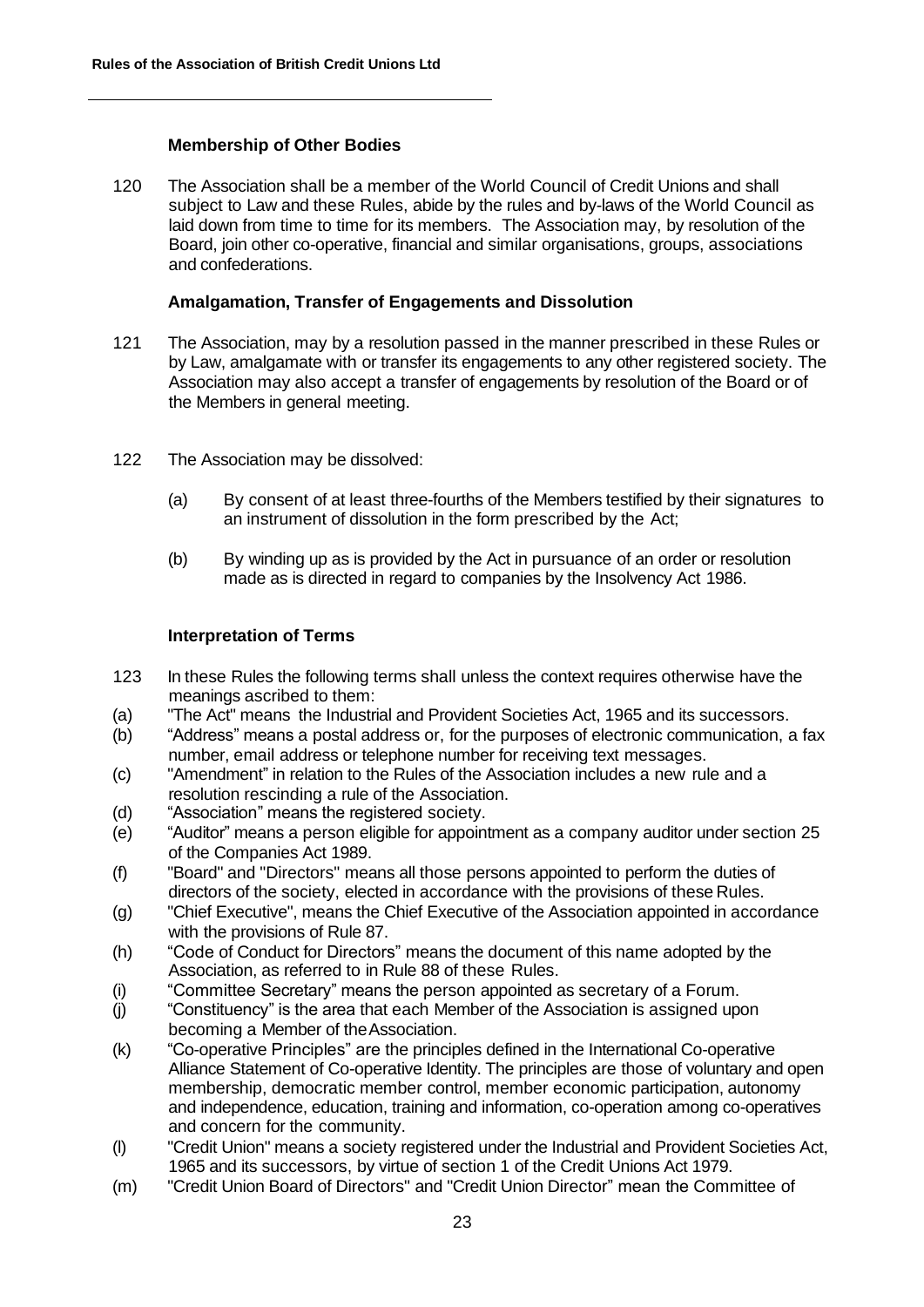### Membership of Other Bodies

120 The Association shall be a member of the World Council of Credit Unions and shall subject to Law and these Rules, abide by the rules and by-laws of the World Council as laid down from time to time for its members. The Association may, by resolution of the Board, join other co-operative, financial and similar organisations, groups, associations and confederations.

### Amalgamation, Transfer of Engagements and Dissolution

121 The Association, may by a resolution passed in the manner prescribed in these Rules or by Law, amalgamate with or transfer its engagements to any other registered society. The Association may also accept a transfer of engagements by resolution of the Board or of the Members in general meeting.

122 The Association may be dissolved:

(a) By consent of at least three-fourths of the Members testified by their signatures to an instrument of dissolution in the form prescribed by the Act;

(b) By winding up as is provided by the Act in pursuance of an order or resolution made as is directed in regard to companies by the Insolvency Act 1986.

### Interpretation of Terms

123 In these Rules the following terms shall unless the context requires otherwise have the meanings ascribed to them:

(a) "The Act" means the Industrial and Provident Societies Act, 1965 and its successors.

(b) "Address" means a postal address or, for the purposes of electronic communication, a fax number, email address or telephone number for receiving text messages.

(c) "Amendment" in relation to the Rules of the Association includes a new rule and a resolution rescinding a rule of the Association.

(d) "Association" means the registered society.

(e) "Auditor" means a person eligible for appointment as a company auditor under section 25 of the Companies Act 1989.

(f) "Board" and "Directors" means all those persons appointed to perform the duties of directors of the society, elected in accordance with the provisions of these Rules.

(g) "Chief Executive", means the Chief Executive of the Association appointed in accordance with the provisions of Rule 87.

(h) "Code of Conduct for Directors" means the document of this name adopted by the Association, as referred to in Rule 88 of these Rules.

(i) "Committee Secretary" means the person appointed as secretary of a Forum.

(j) "Constituency" is the area that each Member of the Association is assigned upon becoming a Member of the Association.

(k) "Co-operative Principles" are the principles defined in the International Co-operative Alliance Statement of Co-operative Identity. The principles are those of voluntary and open membership, democratic member control, member economic participation, autonomy and independence, education, training and information, co-operation among co-operatives and concern for the community.

(l) "Credit Union" means a society registered under the Industrial and Provident Societies Act, 1965 and its successors, by virtue of section 1 of the Credit Unions Act 1979.

(m) "Credit Union Board of Directors" and "Credit Union Director" mean the Committee of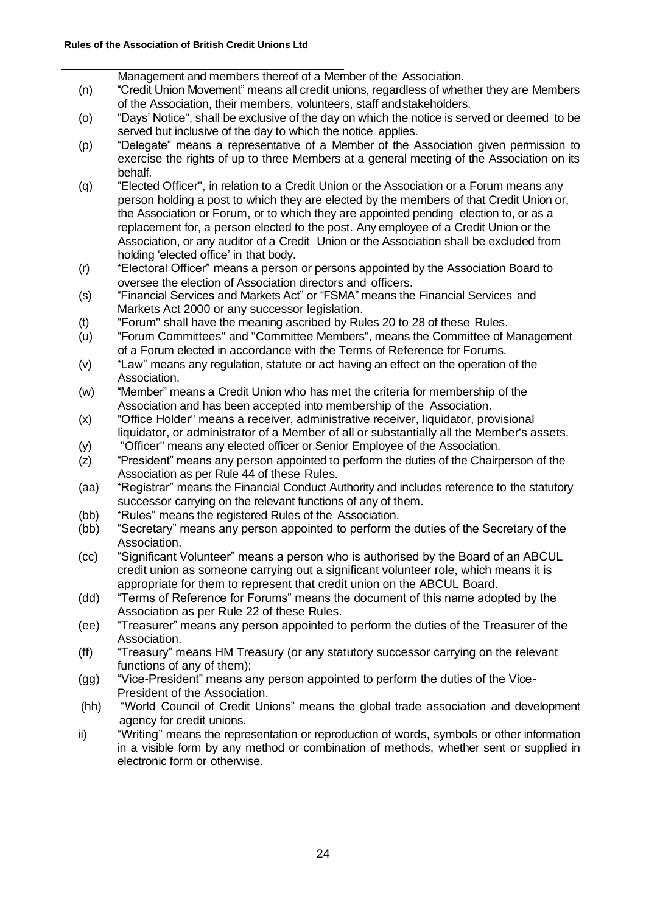Management and members thereof of a Member of the Association.

(n) "Credit Union Movement" means all credit unions, regardless of whether they are Members of the Association, their members, volunteers, staff and stakeholders.

(o) "Days' Notice", shall be exclusive of the day on which the notice is served or deemed to be served but inclusive of the day to which the notice applies.

(p) "Delegate" means a representative of a Member of the Association given permission to exercise the rights of up to three Members at a general meeting of the Association on its behalf.

(q) "Elected Officer", in relation to a Credit Union or the Association or a Forum means any person holding a post to which they are elected by the members of that Credit Union or, the Association or Forum, or to which they are appointed pending election to, or as a replacement for, a person elected to the post. Any employee of a Credit Union or the Association, or any auditor of a Credit Union or the Association shall be excluded from holding 'elected office' in that body.

(r) "Electoral Officer" means a person or persons appointed by the Association Board to oversee the election of Association directors and officers.

(s) "Financial Services and Markets Act" or "FSMA" means the Financial Services and Markets Act 2000 or any successor legislation.

(t) "Forum" shall have the meaning ascribed by Rules 20 to 28 of these Rules.

(u) "Forum Committees" and "Committee Members", means the Committee of Management of a Forum elected in accordance with the Terms of Reference for Forums.

(v) "Law" means any regulation, statute or act having an effect on the operation of the Association.

(w) "Member" means a Credit Union who has met the criteria for membership of the Association and has been accepted into membership of the Association.

(x) "Office Holder" means a receiver, administrative receiver, liquidator, provisional liquidator, or administrator of a Member of all or substantially all the Member's assets.

(y) "Officer" means any elected officer or Senior Employee of the Association.

(z) "President" means any person appointed to perform the duties of the Chairperson of the Association as per Rule 44 of these Rules.

(aa) "Registrar" means the Financial Conduct Authority and includes reference to the statutory successor carrying on the relevant functions of any of them.

(bb) "Rules" means the registered Rules of the Association.

(bb) "Secretary" means any person appointed to perform the duties of the Secretary of the Association.

(cc) "Significant Volunteer" means a person who is authorised by the Board of an ABCUL credit union as someone carrying out a significant volunteer role, which means it is appropriate for them to represent that credit union on the ABCUL Board.

(dd) "Terms of Reference for Forums" means the document of this name adopted by the Association as per Rule 22 of these Rules.

(ee) "Treasurer" means any person appointed to perform the duties of the Treasurer of the Association.

(ff) "Treasury" means HM Treasury (or any statutory successor carrying on the relevant functions of any of them);

(gg) "Vice-President" means any person appointed to perform the duties of the Vice-President of the Association.

(hh) "World Council of Credit Unions" means the global trade association and development agency for credit unions.

ii) "Writing" means the representation or reproduction of words, symbols or other information in a visible form by any method or combination of methods, whether sent or supplied in electronic form or otherwise.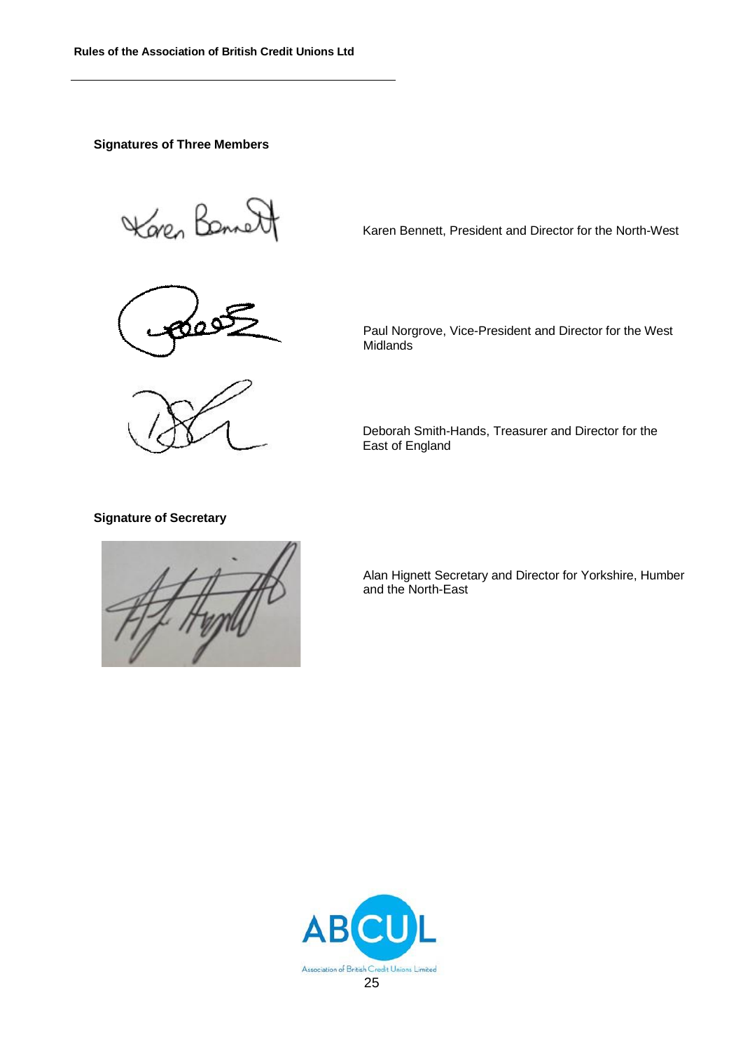**Signatures of Three Members**

Karen Bennett, President and Director for the North-West

Paul Norgrove, Vice-President and Director for the West Midlands

Deborah Smith-Hands, Treasurer and Director for the East of England

**Signature of Secretary**

Alan Hignett Secretary and Director for Yorkshire, Humber and the North-East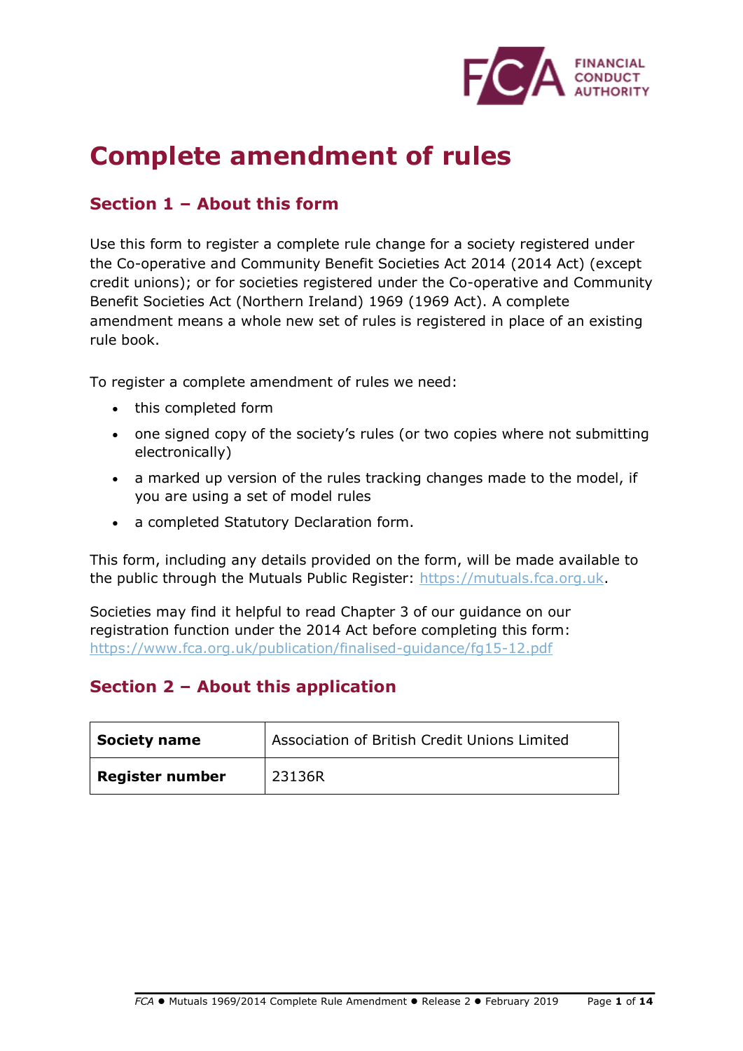# Complete amendment of rules

## Section 1 – About this form

Use this form to register a complete rule change for a society registered under the Co-operative and Community Benefit Societies Act 2014 (2014 Act) (except credit unions); or for societies registered under the Co-operative and Community Benefit Societies Act (Northern Ireland) 1969 (1969 Act). A complete amendment means a whole new set of rules is registered in place of an existing rule book.

To register a complete amendment of rules we need:

- this completed form
- one signed copy of the society's rules (or two copies where not submitting electronically)
- a marked up version of the rules tracking changes made to the model, if you are using a set of model rules
- a completed Statutory Declaration form.

This form, including any details provided on the form, will be made available to the public through the Mutuals Public Register: https://mutuals.fca.org.uk.

Societies may find it helpful to read Chapter 3 of our guidance on our registration function under the 2014 Act before completing this form: https://www.fca.org.uk/publication/finalised-guidance/fg15-12.pdf

## Section 2 – About this application

| Society name | Association of British Credit Unions Limited |
|---|---|
| Register number | 23136R |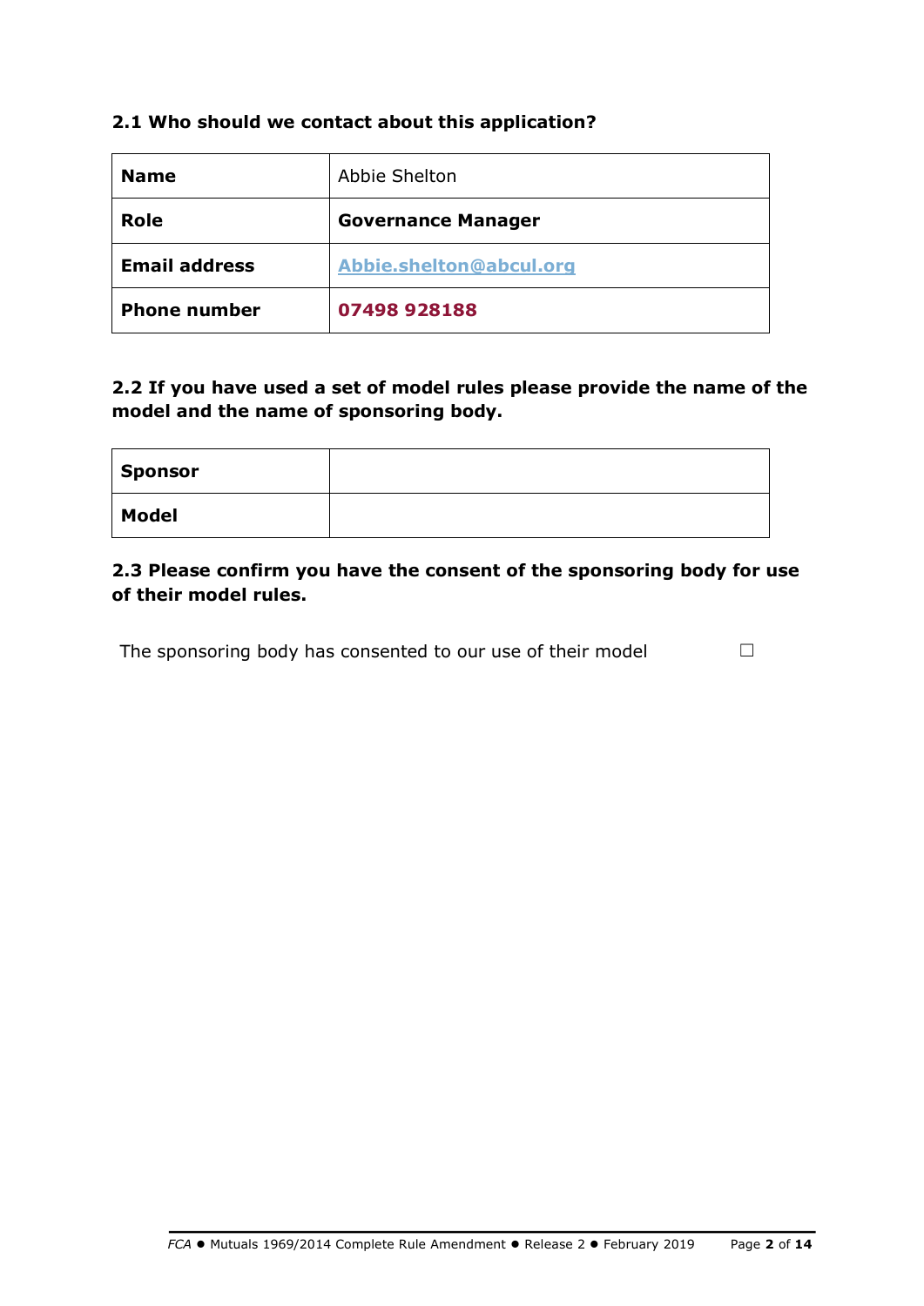### 2.1 Who should we contact about this application?

| **Name** | Abbie Shelton |
|---|---|
| **Role** | **Governance Manager** |
| **Email address** | **Abbie.shelton@abcul.org** |
| **Phone number** | **07498 928188** |

### 2.2 If you have used a set of model rules please provide the name of the model and the name of sponsoring body.

| **Sponsor** | |
|---|---|
| **Model** | |

### 2.3 Please confirm you have the consent of the sponsoring body for use of their model rules.

The sponsoring body has consented to our use of their model ☐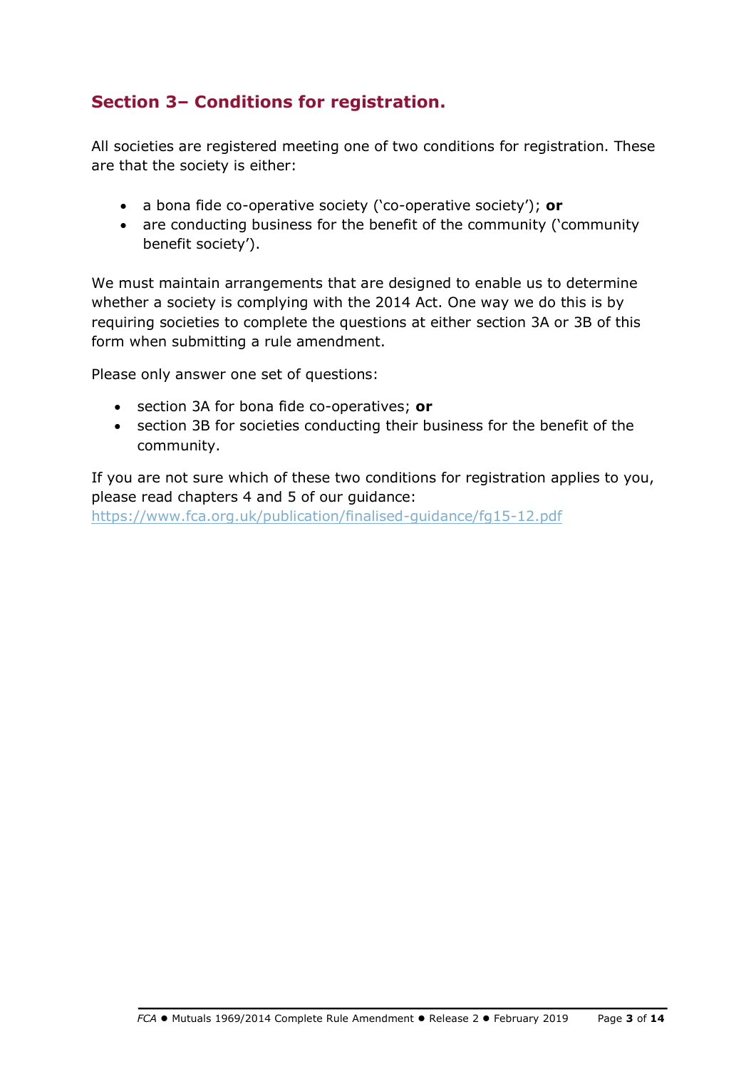## Section 3– Conditions for registration.

All societies are registered meeting one of two conditions for registration. These are that the society is either:

- a bona fide co-operative society ('co-operative society'); **or**
- are conducting business for the benefit of the community ('community benefit society').

We must maintain arrangements that are designed to enable us to determine whether a society is complying with the 2014 Act. One way we do this is by requiring societies to complete the questions at either section 3A or 3B of this form when submitting a rule amendment.

Please only answer one set of questions:

- section 3A for bona fide co-operatives; **or**
- section 3B for societies conducting their business for the benefit of the community.

If you are not sure which of these two conditions for registration applies to you, please read chapters 4 and 5 of our guidance: https://www.fca.org.uk/publication/finalised-guidance/fg15-12.pdf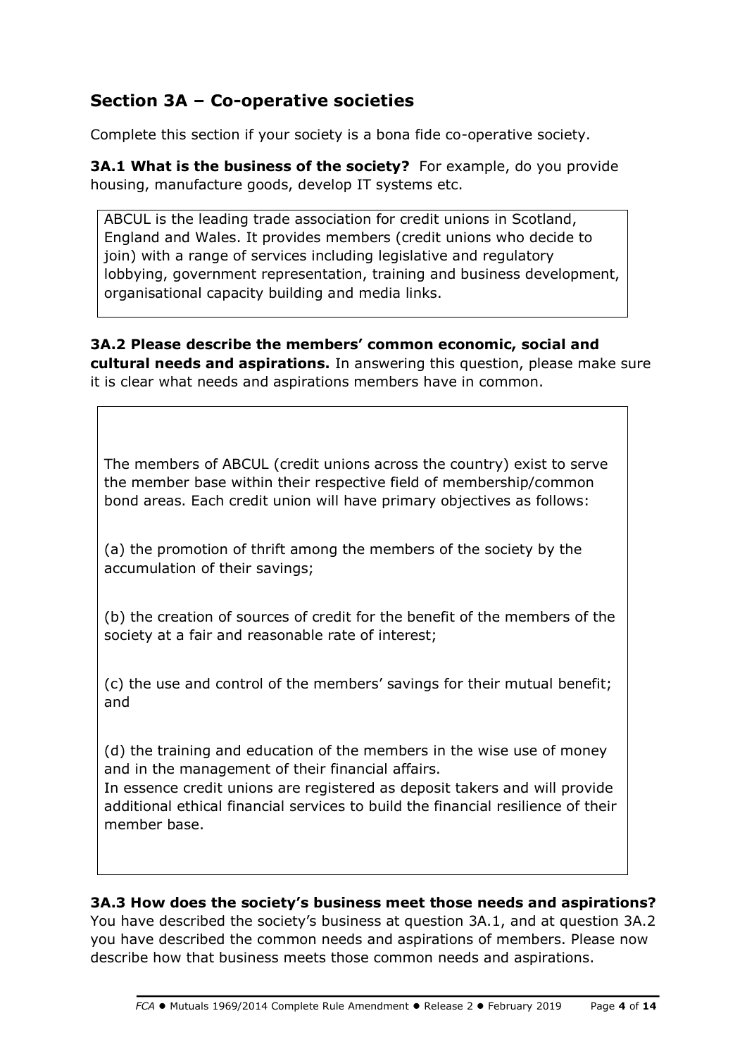## Section 3A – Co-operative societies

Complete this section if your society is a bona fide co-operative society.

**3A.1 What is the business of the society?** For example, do you provide housing, manufacture goods, develop IT systems etc.

ABCUL is the leading trade association for credit unions in Scotland, England and Wales. It provides members (credit unions who decide to join) with a range of services including legislative and regulatory lobbying, government representation, training and business development, organisational capacity building and media links.

**3A.2 Please describe the members' common economic, social and cultural needs and aspirations.** In answering this question, please make sure it is clear what needs and aspirations members have in common.

The members of ABCUL (credit unions across the country) exist to serve the member base within their respective field of membership/common bond areas. Each credit union will have primary objectives as follows:

(a) the promotion of thrift among the members of the society by the accumulation of their savings;

(b) the creation of sources of credit for the benefit of the members of the society at a fair and reasonable rate of interest;

(c) the use and control of the members' savings for their mutual benefit; and

(d) the training and education of the members in the wise use of money and in the management of their financial affairs.
In essence credit unions are registered as deposit takers and will provide additional ethical financial services to build the financial resilience of their member base.

**3A.3 How does the society's business meet those needs and aspirations?** You have described the society's business at question 3A.1, and at question 3A.2 you have described the common needs and aspirations of members. Please now describe how that business meets those common needs and aspirations.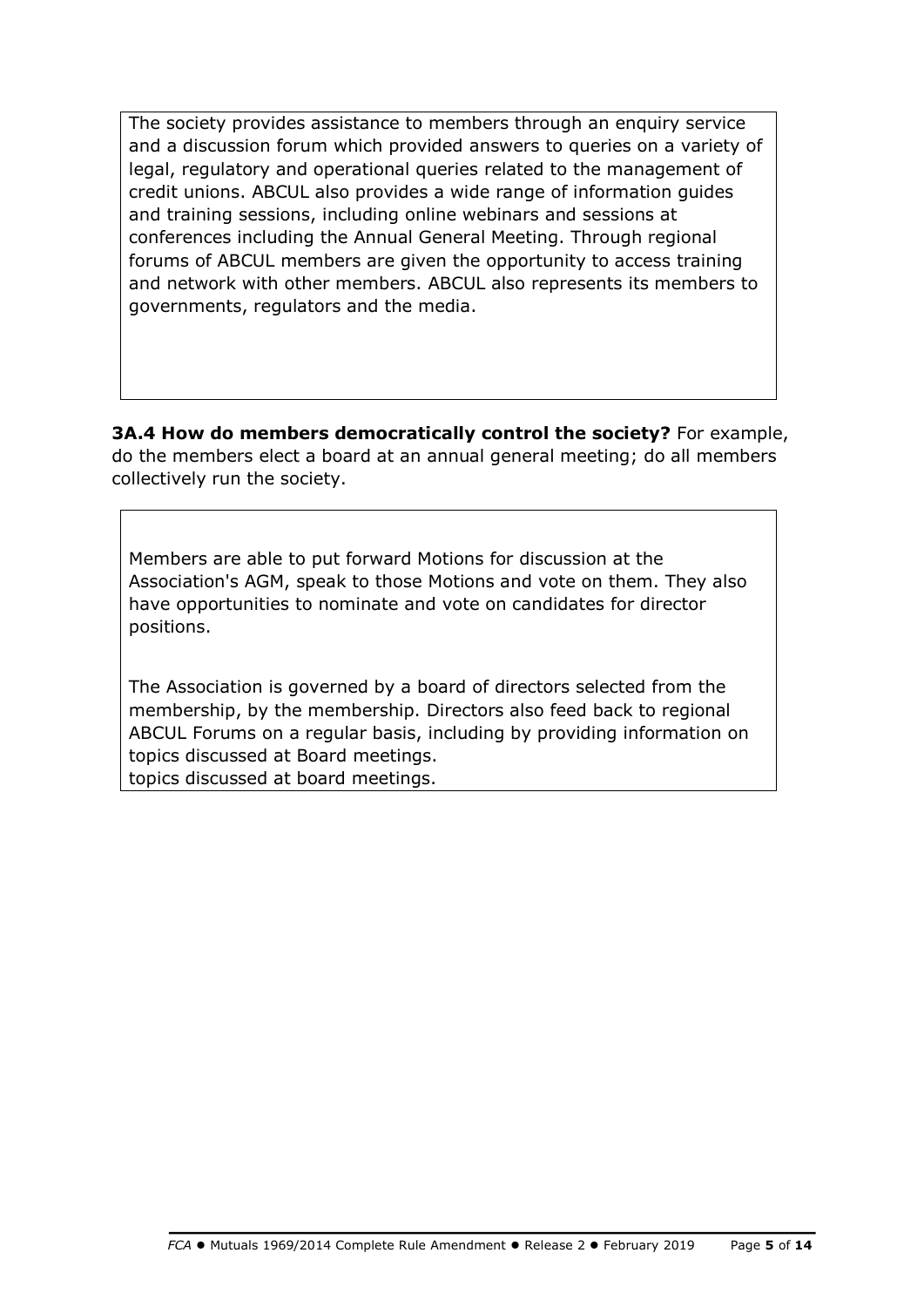The society provides assistance to members through an enquiry service and a discussion forum which provided answers to queries on a variety of legal, regulatory and operational queries related to the management of credit unions. ABCUL also provides a wide range of information guides and training sessions, including online webinars and sessions at conferences including the Annual General Meeting. Through regional forums of ABCUL members are given the opportunity to access training and network with other members. ABCUL also represents its members to governments, regulators and the media.

**3A.4 How do members democratically control the society?** For example, do the members elect a board at an annual general meeting; do all members collectively run the society.

Members are able to put forward Motions for discussion at the Association's AGM, speak to those Motions and vote on them. They also have opportunities to nominate and vote on candidates for director positions.

The Association is governed by a board of directors selected from the membership, by the membership. Directors also feed back to regional ABCUL Forums on a regular basis, including by providing information on topics discussed at Board meetings.
topics discussed at board meetings.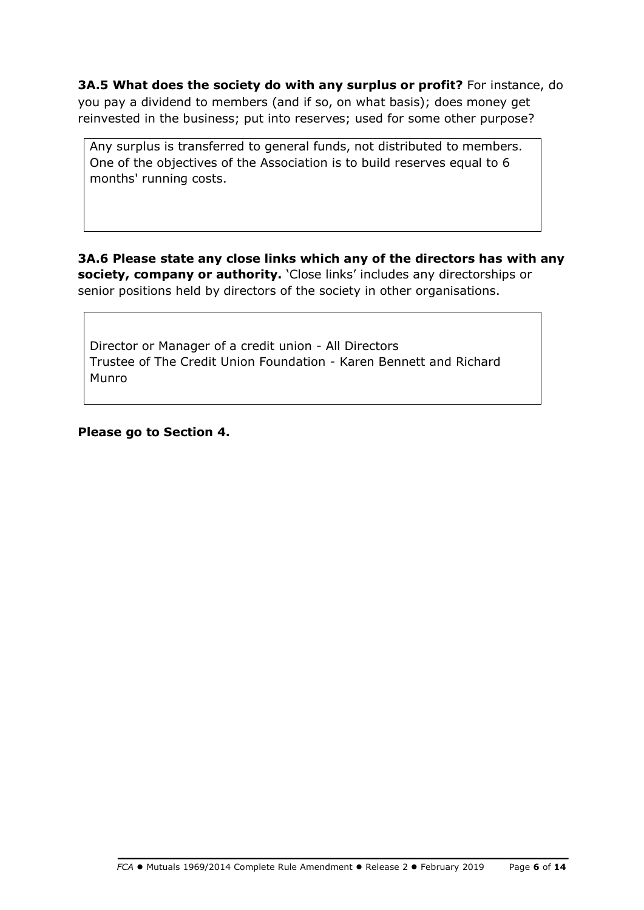**3A.5 What does the society do with any surplus or profit?** For instance, do you pay a dividend to members (and if so, on what basis); does money get reinvested in the business; put into reserves; used for some other purpose?

Any surplus is transferred to general funds, not distributed to members. One of the objectives of the Association is to build reserves equal to 6 months' running costs.

**3A.6 Please state any close links which any of the directors has with any society, company or authority.** 'Close links' includes any directorships or senior positions held by directors of the society in other organisations.

Director or Manager of a credit union - All Directors
Trustee of The Credit Union Foundation - Karen Bennett and Richard Munro

**Please go to Section 4.**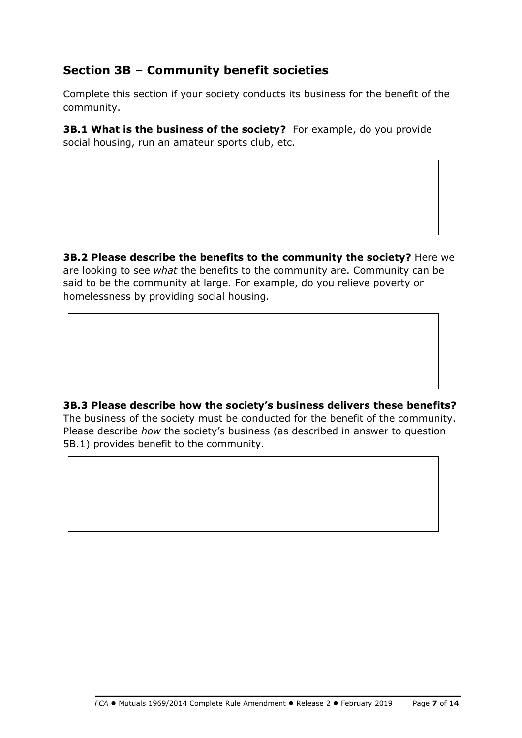## Section 3B – Community benefit societies

Complete this section if your society conducts its business for the benefit of the community.

**3B.1 What is the business of the society?** For example, do you provide social housing, run an amateur sports club, etc.

**3B.2 Please describe the benefits to the community the society?** Here we are looking to see *what* the benefits to the community are. Community can be said to be the community at large. For example, do you relieve poverty or homelessness by providing social housing.

**3B.3 Please describe how the society's business delivers these benefits?** The business of the society must be conducted for the benefit of the community. Please describe *how* the society's business (as described in answer to question 5B.1) provides benefit to the community.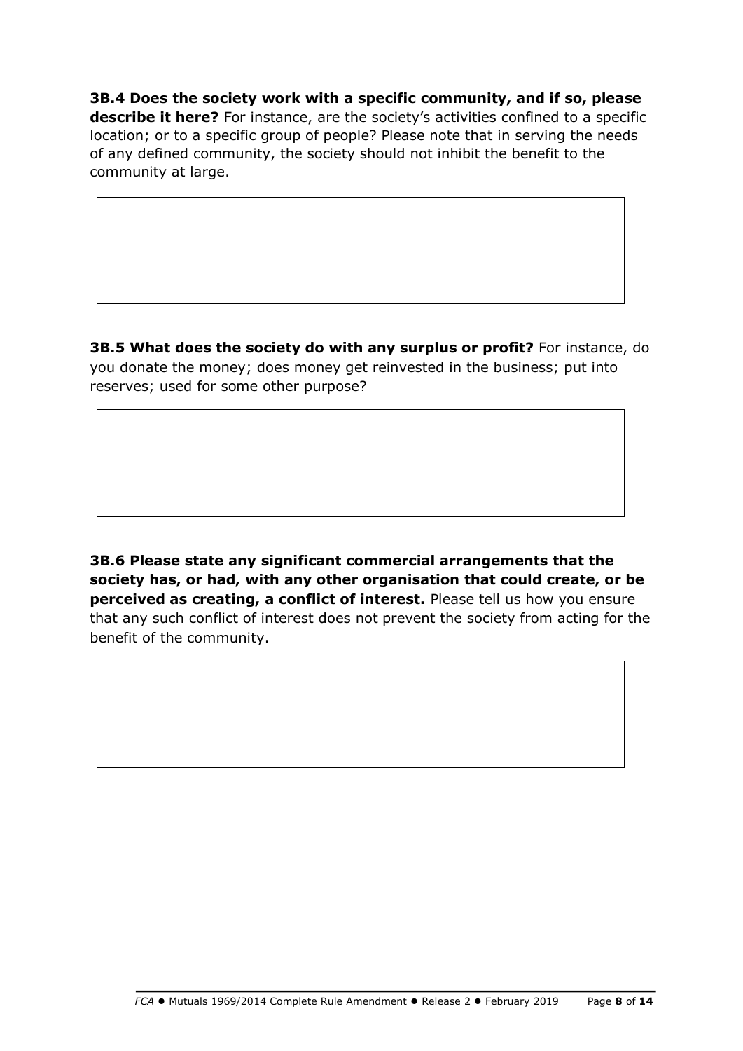**3B.4 Does the society work with a specific community, and if so, please describe it here?** For instance, are the society's activities confined to a specific location; or to a specific group of people? Please note that in serving the needs of any defined community, the society should not inhibit the benefit to the community at large.

**3B.5 What does the society do with any surplus or profit?** For instance, do you donate the money; does money get reinvested in the business; put into reserves; used for some other purpose?

**3B.6 Please state any significant commercial arrangements that the society has, or had, with any other organisation that could create, or be perceived as creating, a conflict of interest.** Please tell us how you ensure that any such conflict of interest does not prevent the society from acting for the benefit of the community.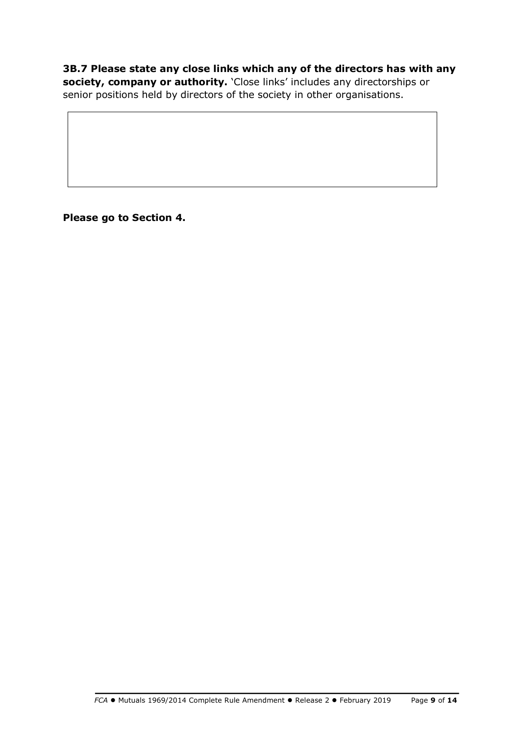**3B.7 Please state any close links which any of the directors has with any society, company or authority.** 'Close links' includes any directorships or senior positions held by directors of the society in other organisations.

| |
|---|
| |

**Please go to Section 4.**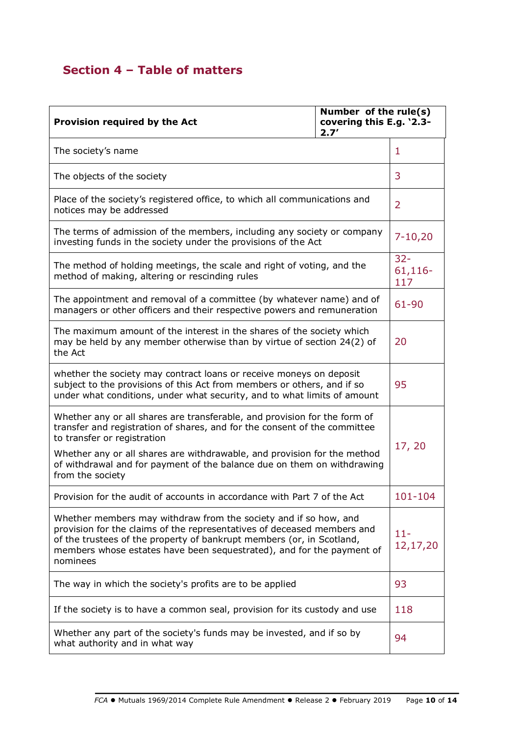## Section 4 – Table of matters

| Provision required by the Act | Number of the rule(s) covering this E.g. '2.3-2.7' |
|---|---|
| The society's name | 1 |
| The objects of the society | 3 |
| Place of the society's registered office, to which all communications and notices may be addressed | 2 |
| The terms of admission of the members, including any society or company investing funds in the society under the provisions of the Act | 7-10,20 |
| The method of holding meetings, the scale and right of voting, and the method of making, altering or rescinding rules | 32-61,116-117 |
| The appointment and removal of a committee (by whatever name) and of managers or other officers and their respective powers and remuneration | 61-90 |
| The maximum amount of the interest in the shares of the society which may be held by any member otherwise than by virtue of section 24(2) of the Act | 20 |
| whether the society may contract loans or receive moneys on deposit subject to the provisions of this Act from members or others, and if so under what conditions, under what security, and to what limits of amount | 95 |
| Whether any or all shares are transferable, and provision for the form of transfer and registration of shares, and for the consent of the committee to transfer or registration<br><br>Whether any or all shares are withdrawable, and provision for the method of withdrawal and for payment of the balance due on them on withdrawing from the society | 17, 20 |
| Provision for the audit of accounts in accordance with Part 7 of the Act | 101-104 |
| Whether members may withdraw from the society and if so how, and provision for the claims of the representatives of deceased members and of the trustees of the property of bankrupt members (or, in Scotland, members whose estates have been sequestrated), and for the payment of nominees | 11-12,17,20 |
| The way in which the society's profits are to be applied | 93 |
| If the society is to have a common seal, provision for its custody and use | 118 |
| Whether any part of the society's funds may be invested, and if so by what authority and in what way | 94 |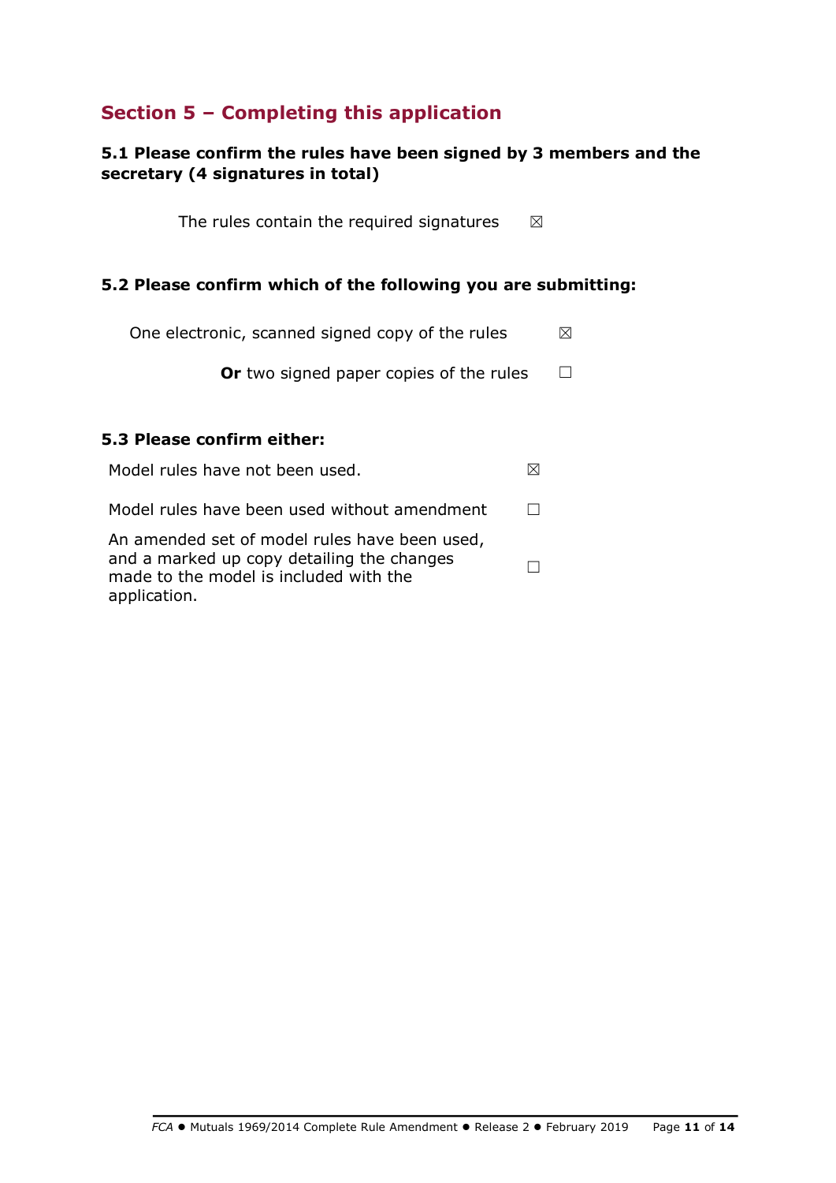## Section 5 – Completing this application

**5.1 Please confirm the rules have been signed by 3 members and the secretary (4 signatures in total)**

The rules contain the required signatures ☒

**5.2 Please confirm which of the following you are submitting:**

One electronic, scanned signed copy of the rules ☒

**Or** two signed paper copies of the rules ☐

**5.3 Please confirm either:**

Model rules have not been used. ☒

Model rules have been used without amendment ☐

An amended set of model rules have been used, and a marked up copy detailing the changes made to the model is included with the application. ☐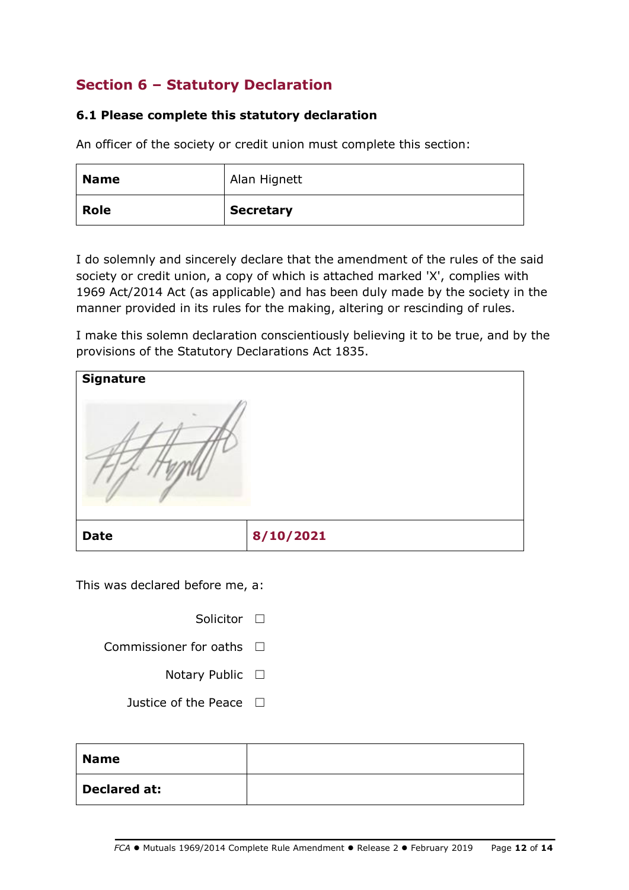## Section 6 – Statutory Declaration

### 6.1 Please complete this statutory declaration

An officer of the society or credit union must complete this section:

| **Name** | Alan Hignett |
|---|---|
| **Role** | **Secretary** |

I do solemnly and sincerely declare that the amendment of the rules of the said society or credit union, a copy of which is attached marked 'X', complies with 1969 Act/2014 Act (as applicable) and has been duly made by the society in the manner provided in its rules for the making, altering or rescinding of rules.

I make this solemn declaration conscientiously believing it to be true, and by the provisions of the Statutory Declarations Act 1835.

| **Signature** | |
|---|---|
| **Date** | **8/10/2021** |

This was declared before me, a:

Solicitor ☐

Commissioner for oaths ☐

Notary Public ☐

Justice of the Peace ☐

| **Name** | |
|---|---|
| **Declared at:** | |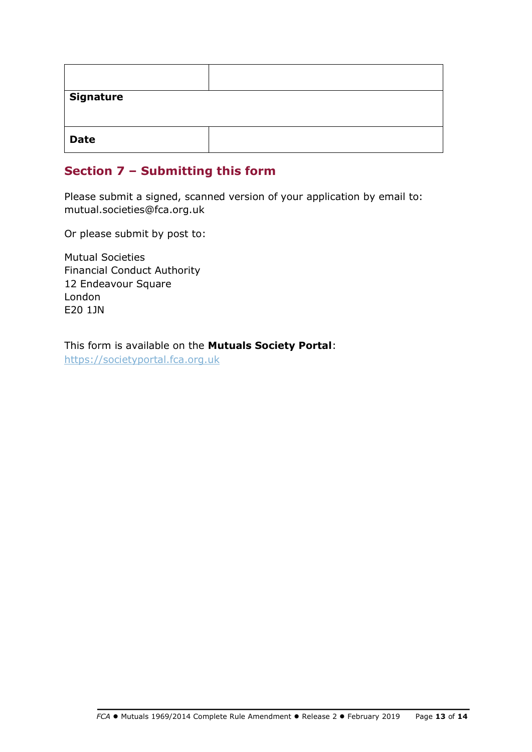| | |
|---|---|
| **Signature** | |
| **Date** | |

## Section 7 – Submitting this form

Please submit a signed, scanned version of your application by email to: mutual.societies@fca.org.uk

Or please submit by post to:

Mutual Societies
Financial Conduct Authority
12 Endeavour Square
London
E20 1JN

This form is available on the **Mutuals Society Portal**: https://societyportal.fca.org.uk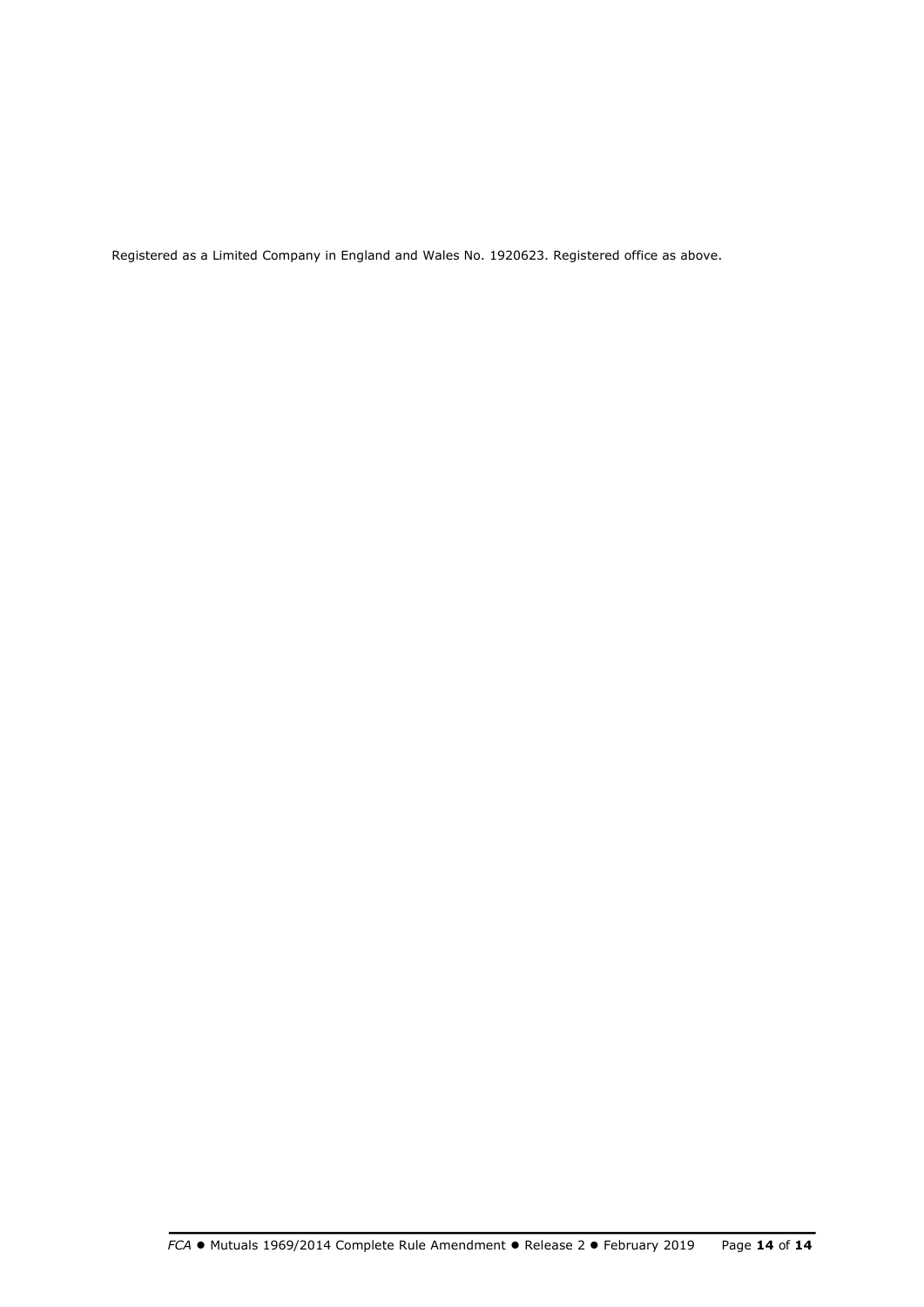Registered as a Limited Company in England and Wales No. 1920623. Registered office as above.